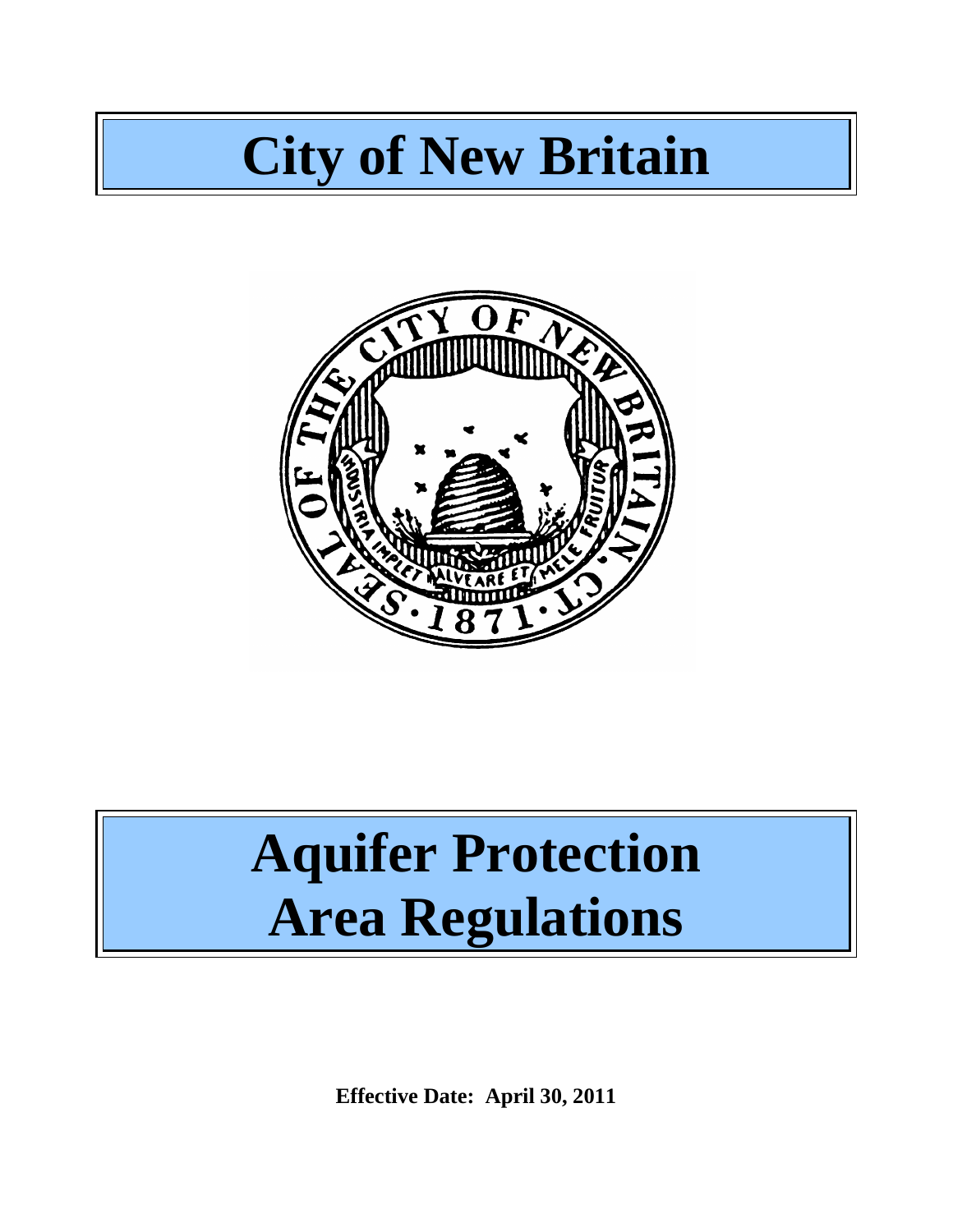# City of New Britain

# Aquifer Protection Area Regulations

**Effective Date: April 30, 2011**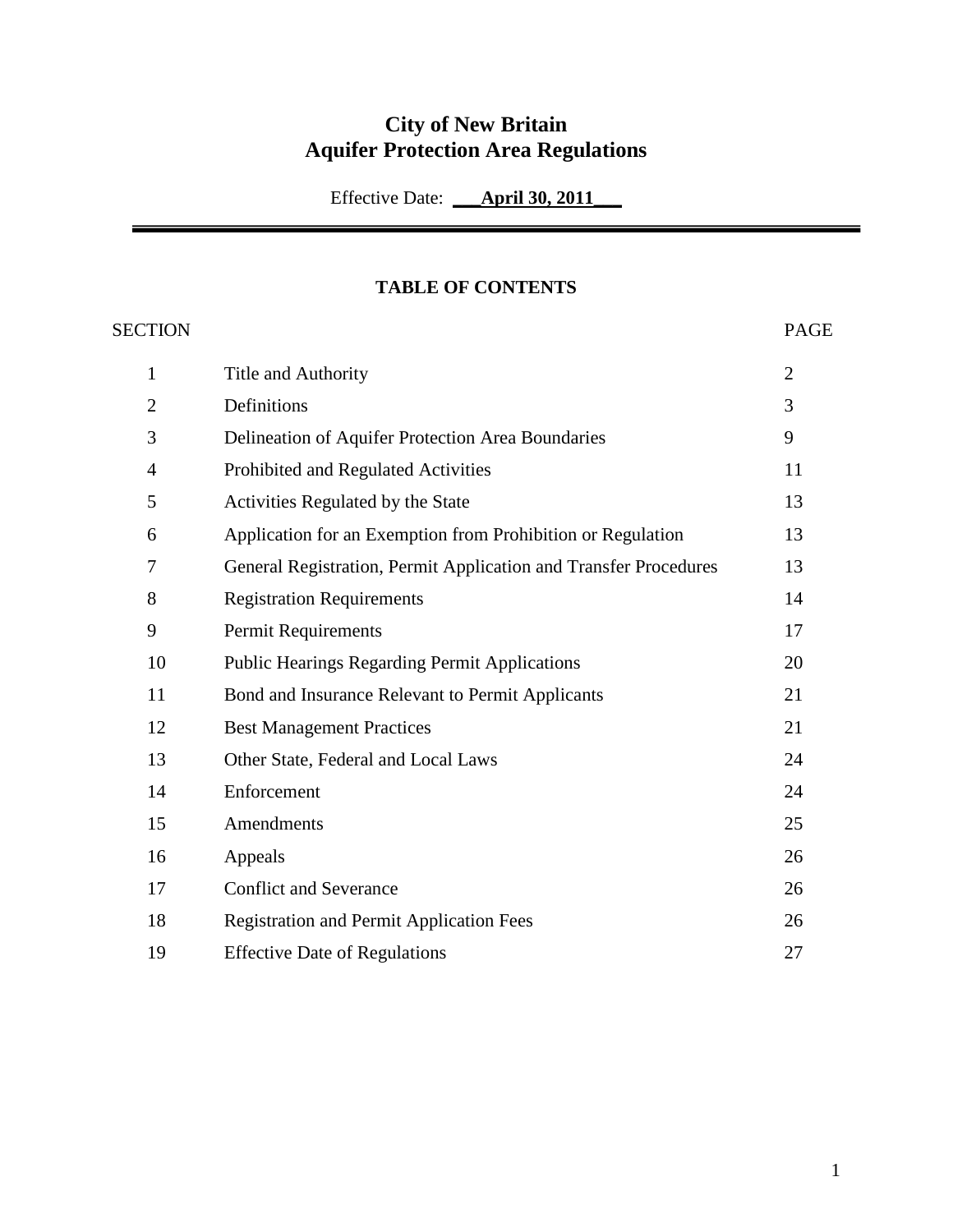# City of New Britain
# Aquifer Protection Area Regulations

Effective Date: ___**April 30, 2011**___

---

## TABLE OF CONTENTS

| SECTION | | PAGE |
|---|---|---|
| 1 | Title and Authority | 2 |
| 2 | Definitions | 3 |
| 3 | Delineation of Aquifer Protection Area Boundaries | 9 |
| 4 | Prohibited and Regulated Activities | 11 |
| 5 | Activities Regulated by the State | 13 |
| 6 | Application for an Exemption from Prohibition or Regulation | 13 |
| 7 | General Registration, Permit Application and Transfer Procedures | 13 |
| 8 | Registration Requirements | 14 |
| 9 | Permit Requirements | 17 |
| 10 | Public Hearings Regarding Permit Applications | 20 |
| 11 | Bond and Insurance Relevant to Permit Applicants | 21 |
| 12 | Best Management Practices | 21 |
| 13 | Other State, Federal and Local Laws | 24 |
| 14 | Enforcement | 24 |
| 15 | Amendments | 25 |
| 16 | Appeals | 26 |
| 17 | Conflict and Severance | 26 |
| 18 | Registration and Permit Application Fees | 26 |
| 19 | Effective Date of Regulations | 27 |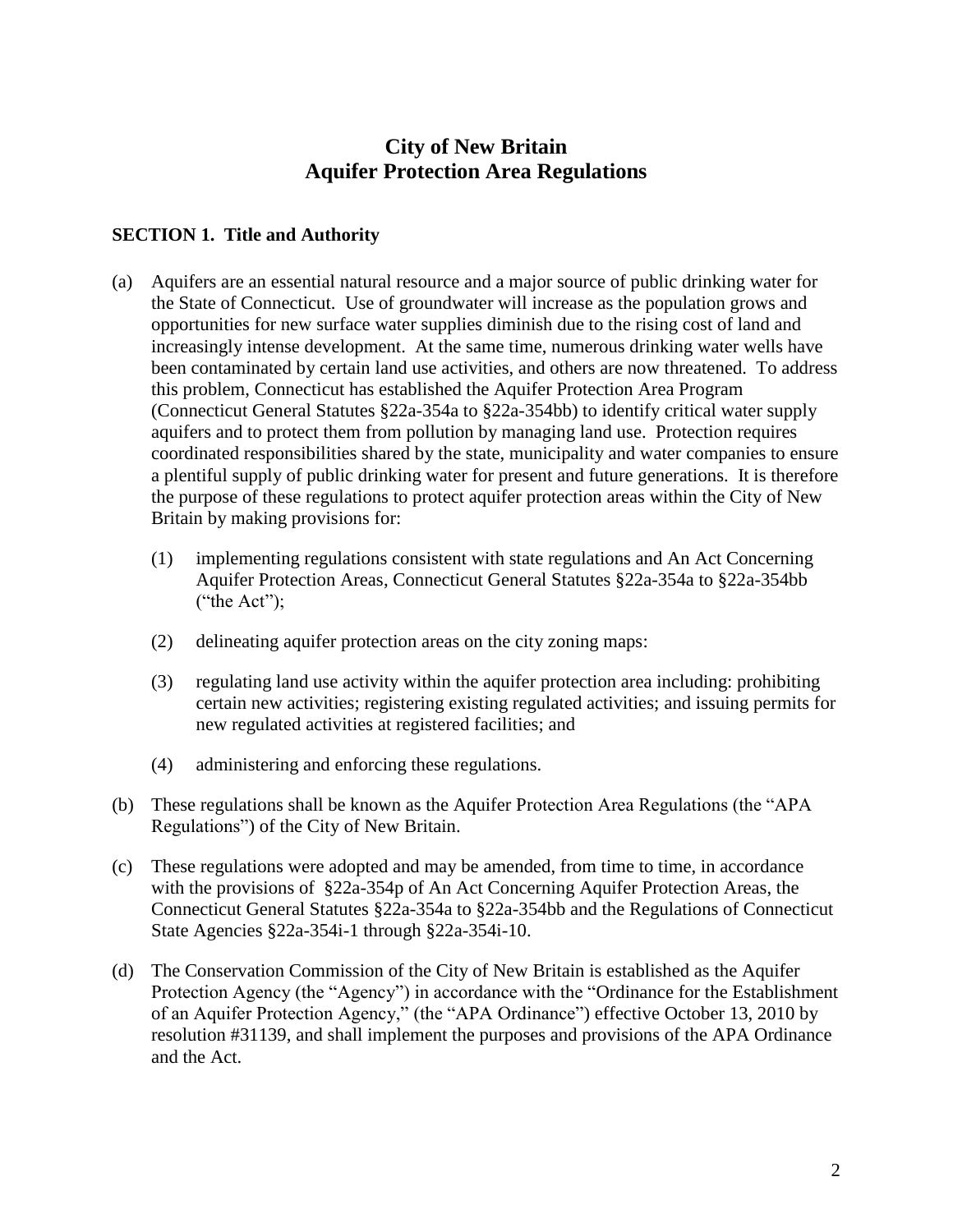# City of New Britain
# Aquifer Protection Area Regulations

## SECTION 1. Title and Authority

(a) Aquifers are an essential natural resource and a major source of public drinking water for the State of Connecticut. Use of groundwater will increase as the population grows and opportunities for new surface water supplies diminish due to the rising cost of land and increasingly intense development. At the same time, numerous drinking water wells have been contaminated by certain land use activities, and others are now threatened. To address this problem, Connecticut has established the Aquifer Protection Area Program (Connecticut General Statutes §22a-354a to §22a-354bb) to identify critical water supply aquifers and to protect them from pollution by managing land use. Protection requires coordinated responsibilities shared by the state, municipality and water companies to ensure a plentiful supply of public drinking water for present and future generations. It is therefore the purpose of these regulations to protect aquifer protection areas within the City of New Britain by making provisions for:

   (1) implementing regulations consistent with state regulations and An Act Concerning Aquifer Protection Areas, Connecticut General Statutes §22a-354a to §22a-354bb ("the Act");

   (2) delineating aquifer protection areas on the city zoning maps:

   (3) regulating land use activity within the aquifer protection area including: prohibiting certain new activities; registering existing regulated activities; and issuing permits for new regulated activities at registered facilities; and

   (4) administering and enforcing these regulations.

(b) These regulations shall be known as the Aquifer Protection Area Regulations (the "APA Regulations") of the City of New Britain.

(c) These regulations were adopted and may be amended, from time to time, in accordance with the provisions of §22a-354p of An Act Concerning Aquifer Protection Areas, the Connecticut General Statutes §22a-354a to §22a-354bb and the Regulations of Connecticut State Agencies §22a-354i-1 through §22a-354i-10.

(d) The Conservation Commission of the City of New Britain is established as the Aquifer Protection Agency (the "Agency") in accordance with the "Ordinance for the Establishment of an Aquifer Protection Agency," (the "APA Ordinance") effective October 13, 2010 by resolution #31139, and shall implement the purposes and provisions of the APA Ordinance and the Act.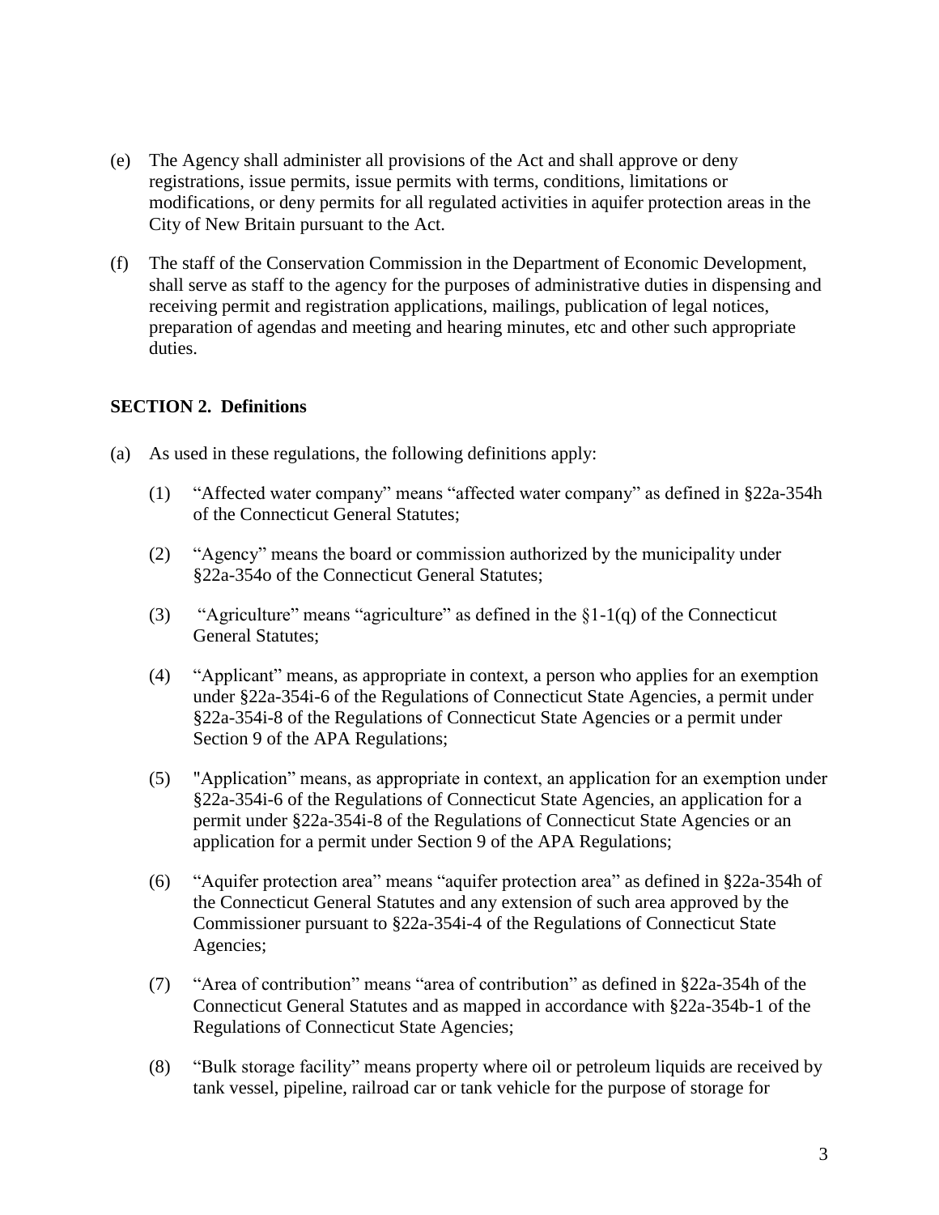(e) The Agency shall administer all provisions of the Act and shall approve or deny registrations, issue permits, issue permits with terms, conditions, limitations or modifications, or deny permits for all regulated activities in aquifer protection areas in the City of New Britain pursuant to the Act.

(f) The staff of the Conservation Commission in the Department of Economic Development, shall serve as staff to the agency for the purposes of administrative duties in dispensing and receiving permit and registration applications, mailings, publication of legal notices, preparation of agendas and meeting and hearing minutes, etc and other such appropriate duties.

**SECTION 2. Definitions**

(a) As used in these regulations, the following definitions apply:

(1) "Affected water company" means "affected water company" as defined in §22a-354h of the Connecticut General Statutes;

(2) "Agency" means the board or commission authorized by the municipality under §22a-354o of the Connecticut General Statutes;

(3) "Agriculture" means "agriculture" as defined in the §1-1(q) of the Connecticut General Statutes;

(4) "Applicant" means, as appropriate in context, a person who applies for an exemption under §22a-354i-6 of the Regulations of Connecticut State Agencies, a permit under §22a-354i-8 of the Regulations of Connecticut State Agencies or a permit under Section 9 of the APA Regulations;

(5) "Application" means, as appropriate in context, an application for an exemption under §22a-354i-6 of the Regulations of Connecticut State Agencies, an application for a permit under §22a-354i-8 of the Regulations of Connecticut State Agencies or an application for a permit under Section 9 of the APA Regulations;

(6) "Aquifer protection area" means "aquifer protection area" as defined in §22a-354h of the Connecticut General Statutes and any extension of such area approved by the Commissioner pursuant to §22a-354i-4 of the Regulations of Connecticut State Agencies;

(7) "Area of contribution" means "area of contribution" as defined in §22a-354h of the Connecticut General Statutes and as mapped in accordance with §22a-354b-1 of the Regulations of Connecticut State Agencies;

(8) "Bulk storage facility" means property where oil or petroleum liquids are received by tank vessel, pipeline, railroad car or tank vehicle for the purpose of storage for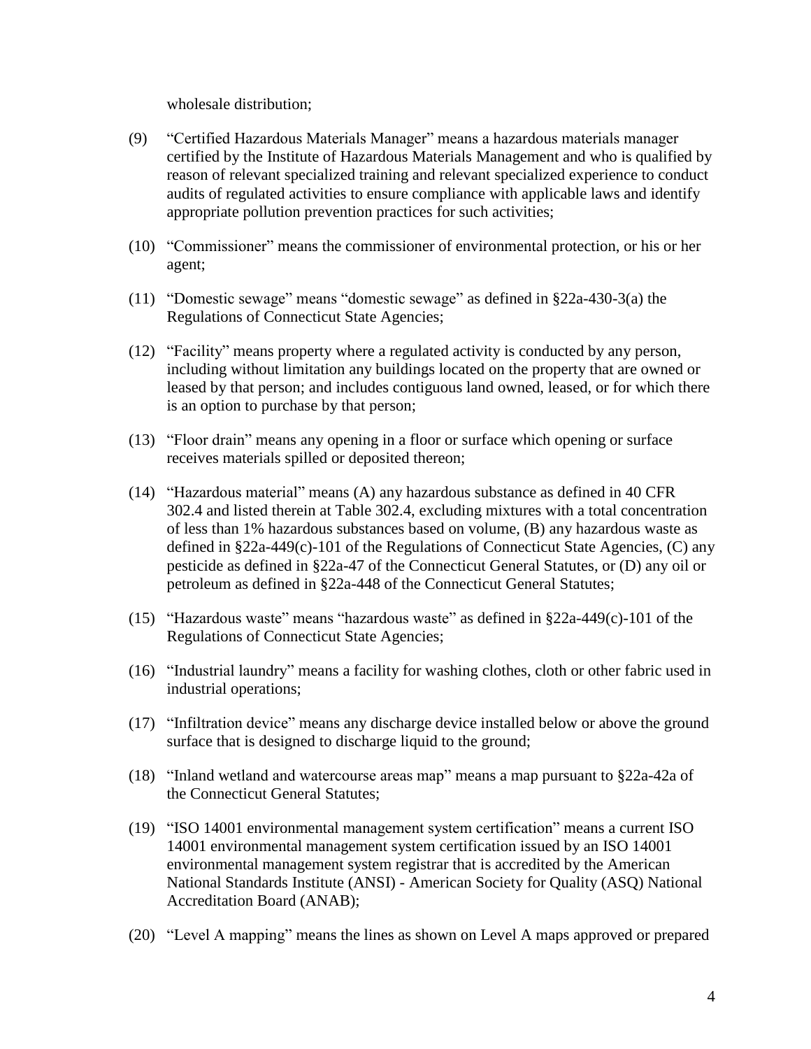wholesale distribution;

(9) "Certified Hazardous Materials Manager" means a hazardous materials manager certified by the Institute of Hazardous Materials Management and who is qualified by reason of relevant specialized training and relevant specialized experience to conduct audits of regulated activities to ensure compliance with applicable laws and identify appropriate pollution prevention practices for such activities;

(10) "Commissioner" means the commissioner of environmental protection, or his or her agent;

(11) "Domestic sewage" means "domestic sewage" as defined in §22a-430-3(a) the Regulations of Connecticut State Agencies;

(12) "Facility" means property where a regulated activity is conducted by any person, including without limitation any buildings located on the property that are owned or leased by that person; and includes contiguous land owned, leased, or for which there is an option to purchase by that person;

(13) "Floor drain" means any opening in a floor or surface which opening or surface receives materials spilled or deposited thereon;

(14) "Hazardous material" means (A) any hazardous substance as defined in 40 CFR 302.4 and listed therein at Table 302.4, excluding mixtures with a total concentration of less than 1% hazardous substances based on volume, (B) any hazardous waste as defined in §22a-449(c)-101 of the Regulations of Connecticut State Agencies, (C) any pesticide as defined in §22a-47 of the Connecticut General Statutes, or (D) any oil or petroleum as defined in §22a-448 of the Connecticut General Statutes;

(15) "Hazardous waste" means "hazardous waste" as defined in §22a-449(c)-101 of the Regulations of Connecticut State Agencies;

(16) "Industrial laundry" means a facility for washing clothes, cloth or other fabric used in industrial operations;

(17) "Infiltration device" means any discharge device installed below or above the ground surface that is designed to discharge liquid to the ground;

(18) "Inland wetland and watercourse areas map" means a map pursuant to §22a-42a of the Connecticut General Statutes;

(19) "ISO 14001 environmental management system certification" means a current ISO 14001 environmental management system certification issued by an ISO 14001 environmental management system registrar that is accredited by the American National Standards Institute (ANSI) - American Society for Quality (ASQ) National Accreditation Board (ANAB);

(20) "Level A mapping" means the lines as shown on Level A maps approved or prepared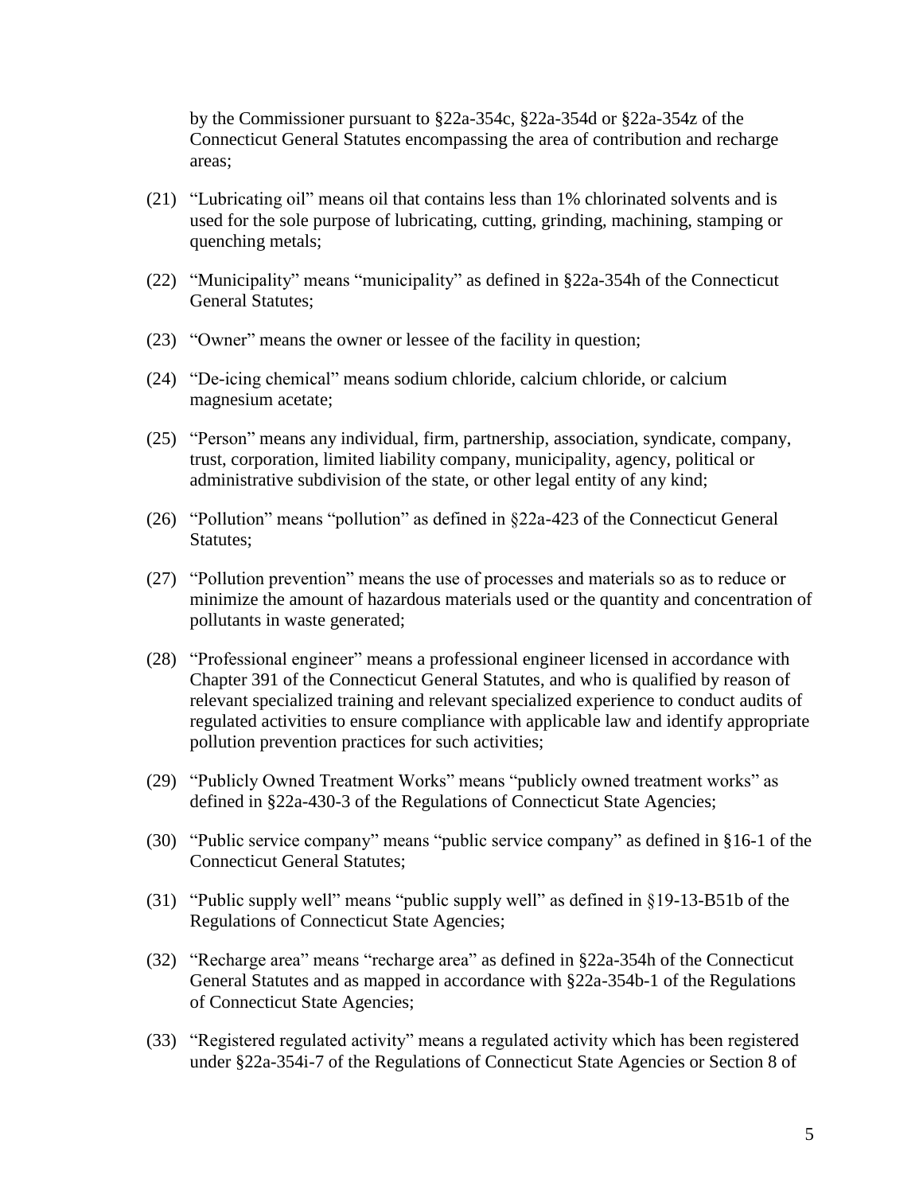by the Commissioner pursuant to §22a-354c, §22a-354d or §22a-354z of the Connecticut General Statutes encompassing the area of contribution and recharge areas;

(21) "Lubricating oil" means oil that contains less than 1% chlorinated solvents and is used for the sole purpose of lubricating, cutting, grinding, machining, stamping or quenching metals;

(22) "Municipality" means "municipality" as defined in §22a-354h of the Connecticut General Statutes;

(23) "Owner" means the owner or lessee of the facility in question;

(24) "De-icing chemical" means sodium chloride, calcium chloride, or calcium magnesium acetate;

(25) "Person" means any individual, firm, partnership, association, syndicate, company, trust, corporation, limited liability company, municipality, agency, political or administrative subdivision of the state, or other legal entity of any kind;

(26) "Pollution" means "pollution" as defined in §22a-423 of the Connecticut General Statutes;

(27) "Pollution prevention" means the use of processes and materials so as to reduce or minimize the amount of hazardous materials used or the quantity and concentration of pollutants in waste generated;

(28) "Professional engineer" means a professional engineer licensed in accordance with Chapter 391 of the Connecticut General Statutes, and who is qualified by reason of relevant specialized training and relevant specialized experience to conduct audits of regulated activities to ensure compliance with applicable law and identify appropriate pollution prevention practices for such activities;

(29) "Publicly Owned Treatment Works" means "publicly owned treatment works" as defined in §22a-430-3 of the Regulations of Connecticut State Agencies;

(30) "Public service company" means "public service company" as defined in §16-1 of the Connecticut General Statutes;

(31) "Public supply well" means "public supply well" as defined in §19-13-B51b of the Regulations of Connecticut State Agencies;

(32) "Recharge area" means "recharge area" as defined in §22a-354h of the Connecticut General Statutes and as mapped in accordance with §22a-354b-1 of the Regulations of Connecticut State Agencies;

(33) "Registered regulated activity" means a regulated activity which has been registered under §22a-354i-7 of the Regulations of Connecticut State Agencies or Section 8 of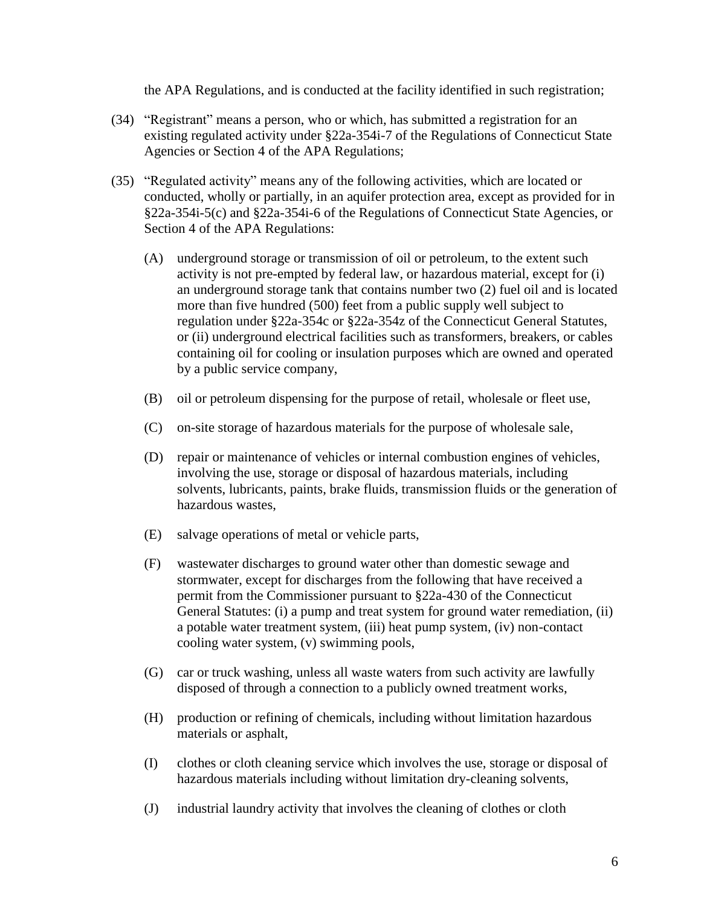the APA Regulations, and is conducted at the facility identified in such registration;

(34) "Registrant" means a person, who or which, has submitted a registration for an existing regulated activity under §22a-354i-7 of the Regulations of Connecticut State Agencies or Section 4 of the APA Regulations;

(35) "Regulated activity" means any of the following activities, which are located or conducted, wholly or partially, in an aquifer protection area, except as provided for in §22a-354i-5(c) and §22a-354i-6 of the Regulations of Connecticut State Agencies, or Section 4 of the APA Regulations:

(A) underground storage or transmission of oil or petroleum, to the extent such activity is not pre-empted by federal law, or hazardous material, except for (i) an underground storage tank that contains number two (2) fuel oil and is located more than five hundred (500) feet from a public supply well subject to regulation under §22a-354c or §22a-354z of the Connecticut General Statutes, or (ii) underground electrical facilities such as transformers, breakers, or cables containing oil for cooling or insulation purposes which are owned and operated by a public service company,

(B) oil or petroleum dispensing for the purpose of retail, wholesale or fleet use,

(C) on-site storage of hazardous materials for the purpose of wholesale sale,

(D) repair or maintenance of vehicles or internal combustion engines of vehicles, involving the use, storage or disposal of hazardous materials, including solvents, lubricants, paints, brake fluids, transmission fluids or the generation of hazardous wastes,

(E) salvage operations of metal or vehicle parts,

(F) wastewater discharges to ground water other than domestic sewage and stormwater, except for discharges from the following that have received a permit from the Commissioner pursuant to §22a-430 of the Connecticut General Statutes: (i) a pump and treat system for ground water remediation, (ii) a potable water treatment system, (iii) heat pump system, (iv) non-contact cooling water system, (v) swimming pools,

(G) car or truck washing, unless all waste waters from such activity are lawfully disposed of through a connection to a publicly owned treatment works,

(H) production or refining of chemicals, including without limitation hazardous materials or asphalt,

(I) clothes or cloth cleaning service which involves the use, storage or disposal of hazardous materials including without limitation dry-cleaning solvents,

(J) industrial laundry activity that involves the cleaning of clothes or cloth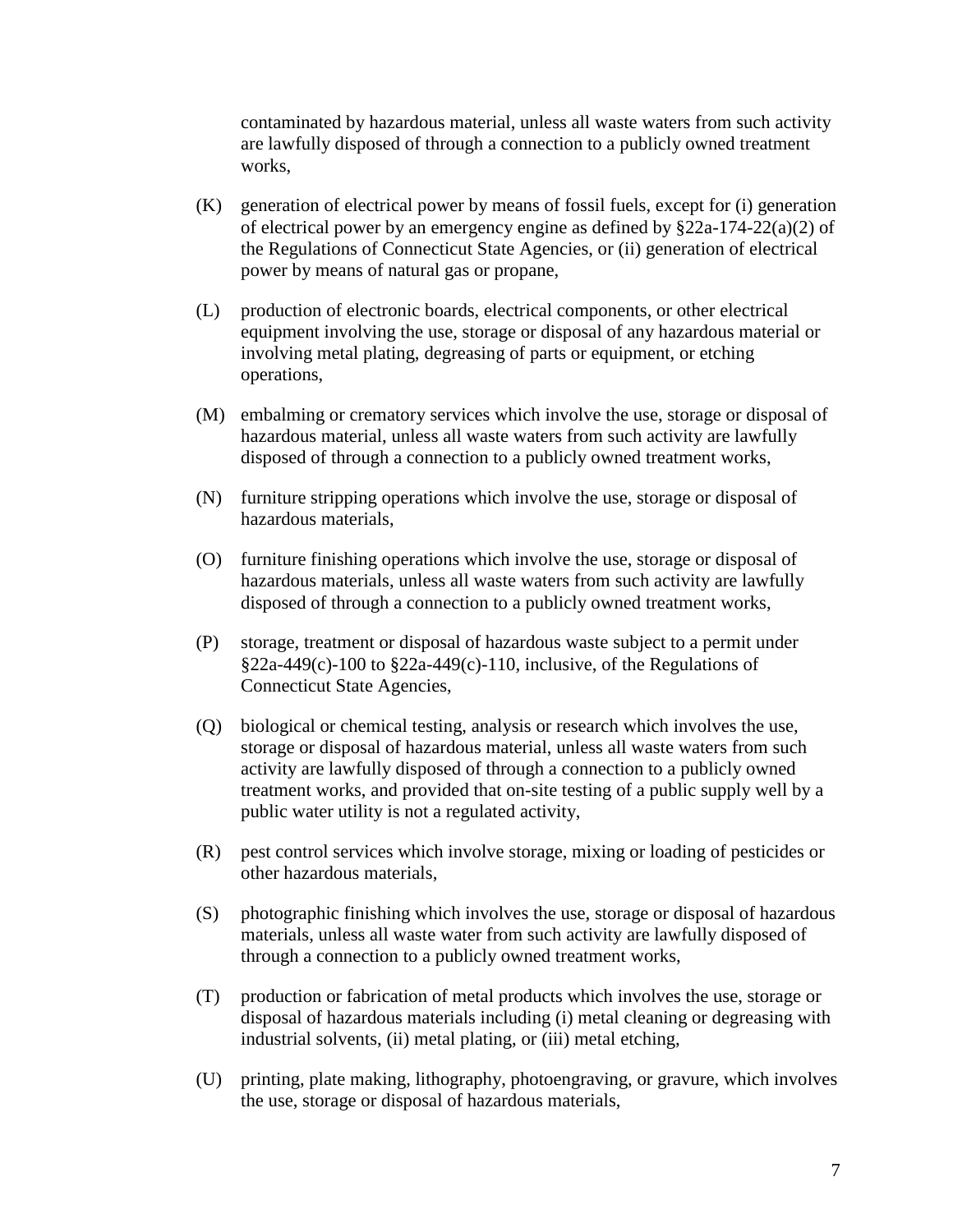contaminated by hazardous material, unless all waste waters from such activity are lawfully disposed of through a connection to a publicly owned treatment works,

(K) generation of electrical power by means of fossil fuels, except for (i) generation of electrical power by an emergency engine as defined by §22a-174-22(a)(2) of the Regulations of Connecticut State Agencies, or (ii) generation of electrical power by means of natural gas or propane,

(L) production of electronic boards, electrical components, or other electrical equipment involving the use, storage or disposal of any hazardous material or involving metal plating, degreasing of parts or equipment, or etching operations,

(M) embalming or crematory services which involve the use, storage or disposal of hazardous material, unless all waste waters from such activity are lawfully disposed of through a connection to a publicly owned treatment works,

(N) furniture stripping operations which involve the use, storage or disposal of hazardous materials,

(O) furniture finishing operations which involve the use, storage or disposal of hazardous materials, unless all waste waters from such activity are lawfully disposed of through a connection to a publicly owned treatment works,

(P) storage, treatment or disposal of hazardous waste subject to a permit under §22a-449(c)-100 to §22a-449(c)-110, inclusive, of the Regulations of Connecticut State Agencies,

(Q) biological or chemical testing, analysis or research which involves the use, storage or disposal of hazardous material, unless all waste waters from such activity are lawfully disposed of through a connection to a publicly owned treatment works, and provided that on-site testing of a public supply well by a public water utility is not a regulated activity,

(R) pest control services which involve storage, mixing or loading of pesticides or other hazardous materials,

(S) photographic finishing which involves the use, storage or disposal of hazardous materials, unless all waste water from such activity are lawfully disposed of through a connection to a publicly owned treatment works,

(T) production or fabrication of metal products which involves the use, storage or disposal of hazardous materials including (i) metal cleaning or degreasing with industrial solvents, (ii) metal plating, or (iii) metal etching,

(U) printing, plate making, lithography, photoengraving, or gravure, which involves the use, storage or disposal of hazardous materials,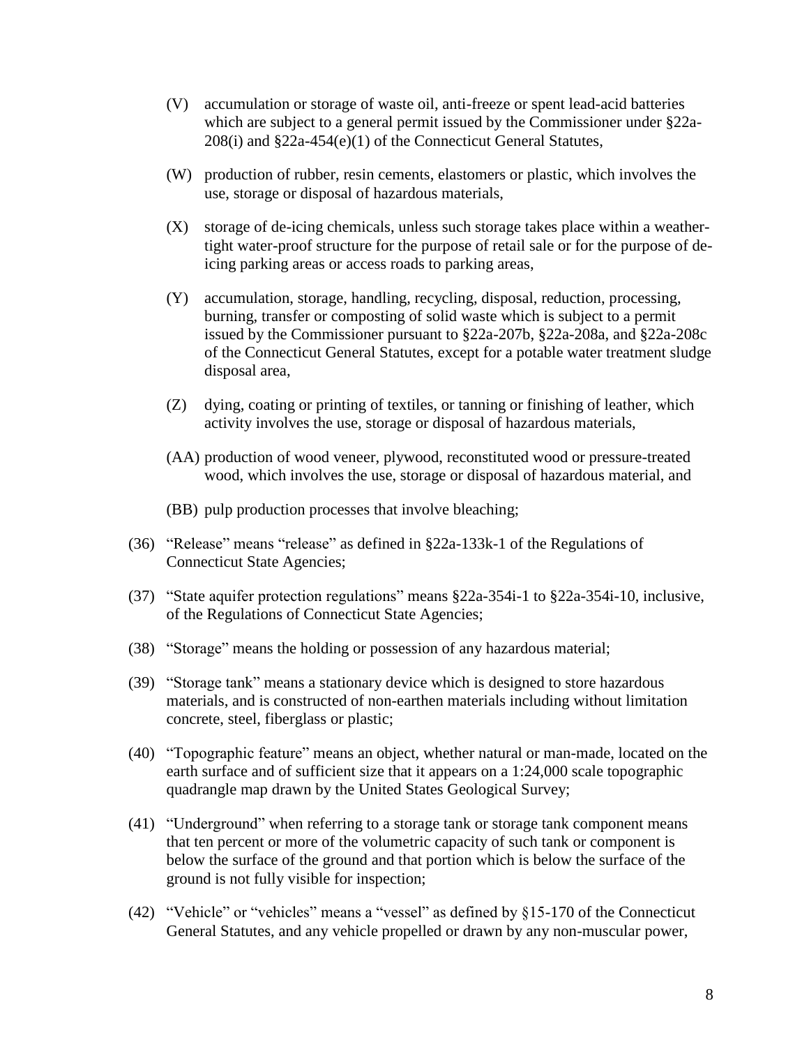(V) accumulation or storage of waste oil, anti-freeze or spent lead-acid batteries which are subject to a general permit issued by the Commissioner under §22a-208(i) and §22a-454(e)(1) of the Connecticut General Statutes,

(W) production of rubber, resin cements, elastomers or plastic, which involves the use, storage or disposal of hazardous materials,

(X) storage of de-icing chemicals, unless such storage takes place within a weather-tight water-proof structure for the purpose of retail sale or for the purpose of de-icing parking areas or access roads to parking areas,

(Y) accumulation, storage, handling, recycling, disposal, reduction, processing, burning, transfer or composting of solid waste which is subject to a permit issued by the Commissioner pursuant to §22a-207b, §22a-208a, and §22a-208c of the Connecticut General Statutes, except for a potable water treatment sludge disposal area,

(Z) dying, coating or printing of textiles, or tanning or finishing of leather, which activity involves the use, storage or disposal of hazardous materials,

(AA) production of wood veneer, plywood, reconstituted wood or pressure-treated wood, which involves the use, storage or disposal of hazardous material, and

(BB) pulp production processes that involve bleaching;

(36) "Release" means "release" as defined in §22a-133k-1 of the Regulations of Connecticut State Agencies;

(37) "State aquifer protection regulations" means §22a-354i-1 to §22a-354i-10, inclusive, of the Regulations of Connecticut State Agencies;

(38) "Storage" means the holding or possession of any hazardous material;

(39) "Storage tank" means a stationary device which is designed to store hazardous materials, and is constructed of non-earthen materials including without limitation concrete, steel, fiberglass or plastic;

(40) "Topographic feature" means an object, whether natural or man-made, located on the earth surface and of sufficient size that it appears on a 1:24,000 scale topographic quadrangle map drawn by the United States Geological Survey;

(41) "Underground" when referring to a storage tank or storage tank component means that ten percent or more of the volumetric capacity of such tank or component is below the surface of the ground and that portion which is below the surface of the ground is not fully visible for inspection;

(42) "Vehicle" or "vehicles" means a "vessel" as defined by §15-170 of the Connecticut General Statutes, and any vehicle propelled or drawn by any non-muscular power,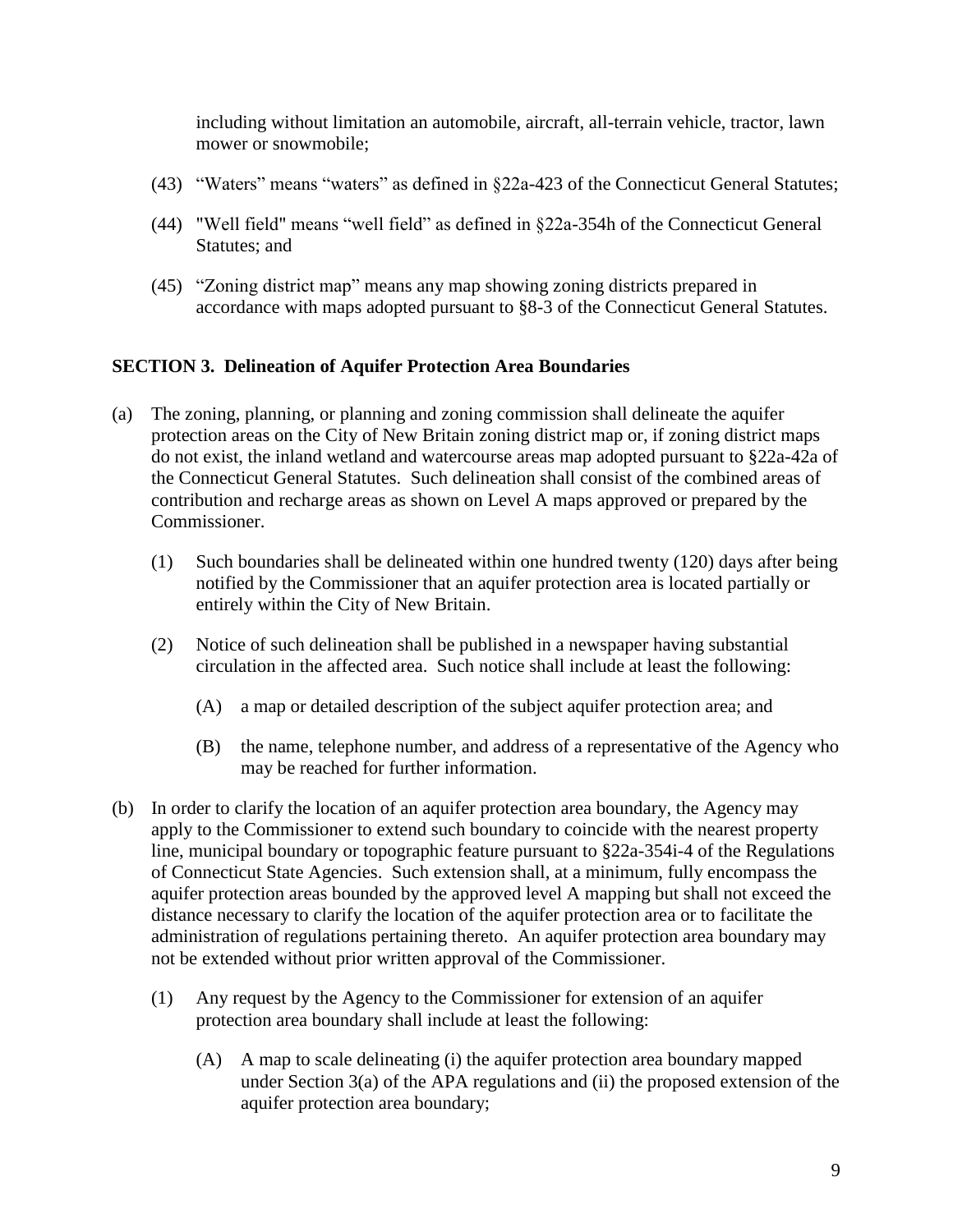including without limitation an automobile, aircraft, all-terrain vehicle, tractor, lawn mower or snowmobile;

(43) "Waters" means "waters" as defined in §22a-423 of the Connecticut General Statutes;

(44) "Well field" means "well field" as defined in §22a-354h of the Connecticut General Statutes; and

(45) "Zoning district map" means any map showing zoning districts prepared in accordance with maps adopted pursuant to §8-3 of the Connecticut General Statutes.

**SECTION 3. Delineation of Aquifer Protection Area Boundaries**

(a) The zoning, planning, or planning and zoning commission shall delineate the aquifer protection areas on the City of New Britain zoning district map or, if zoning district maps do not exist, the inland wetland and watercourse areas map adopted pursuant to §22a-42a of the Connecticut General Statutes. Such delineation shall consist of the combined areas of contribution and recharge areas as shown on Level A maps approved or prepared by the Commissioner.

   (1) Such boundaries shall be delineated within one hundred twenty (120) days after being notified by the Commissioner that an aquifer protection area is located partially or entirely within the City of New Britain.

   (2) Notice of such delineation shall be published in a newspaper having substantial circulation in the affected area. Such notice shall include at least the following:

      (A) a map or detailed description of the subject aquifer protection area; and

      (B) the name, telephone number, and address of a representative of the Agency who may be reached for further information.

(b) In order to clarify the location of an aquifer protection area boundary, the Agency may apply to the Commissioner to extend such boundary to coincide with the nearest property line, municipal boundary or topographic feature pursuant to §22a-354i-4 of the Regulations of Connecticut State Agencies. Such extension shall, at a minimum, fully encompass the aquifer protection areas bounded by the approved level A mapping but shall not exceed the distance necessary to clarify the location of the aquifer protection area or to facilitate the administration of regulations pertaining thereto. An aquifer protection area boundary may not be extended without prior written approval of the Commissioner.

   (1) Any request by the Agency to the Commissioner for extension of an aquifer protection area boundary shall include at least the following:

      (A) A map to scale delineating (i) the aquifer protection area boundary mapped under Section 3(a) of the APA regulations and (ii) the proposed extension of the aquifer protection area boundary;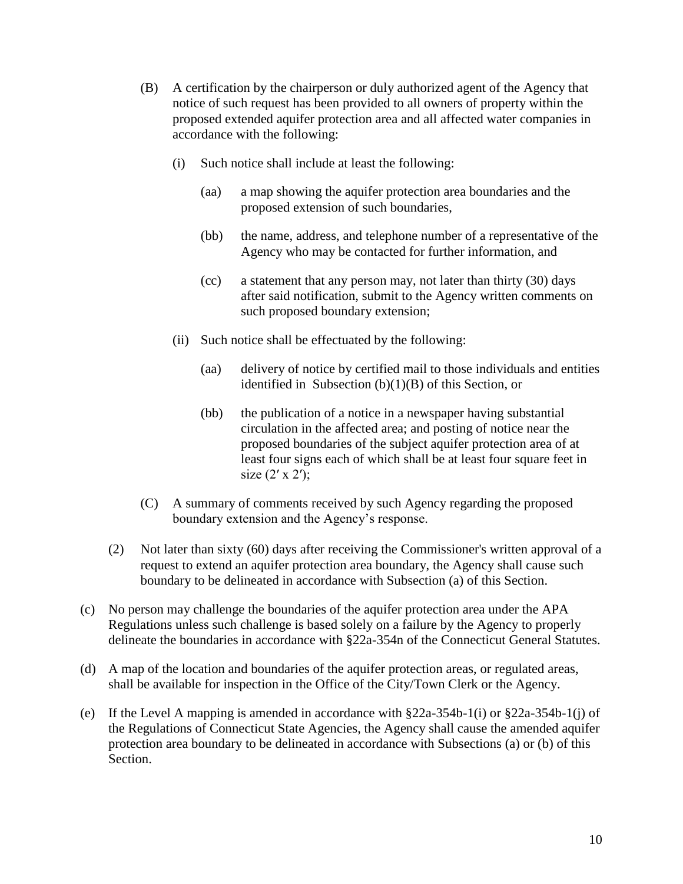(B) A certification by the chairperson or duly authorized agent of the Agency that notice of such request has been provided to all owners of property within the proposed extended aquifer protection area and all affected water companies in accordance with the following:

(i) Such notice shall include at least the following:

(aa) a map showing the aquifer protection area boundaries and the proposed extension of such boundaries,

(bb) the name, address, and telephone number of a representative of the Agency who may be contacted for further information, and

(cc) a statement that any person may, not later than thirty (30) days after said notification, submit to the Agency written comments on such proposed boundary extension;

(ii) Such notice shall be effectuated by the following:

(aa) delivery of notice by certified mail to those individuals and entities identified in Subsection (b)(1)(B) of this Section, or

(bb) the publication of a notice in a newspaper having substantial circulation in the affected area; and posting of notice near the proposed boundaries of the subject aquifer protection area of at least four signs each of which shall be at least four square feet in size (2′ x 2′);

(C) A summary of comments received by such Agency regarding the proposed boundary extension and the Agency's response.

(2) Not later than sixty (60) days after receiving the Commissioner's written approval of a request to extend an aquifer protection area boundary, the Agency shall cause such boundary to be delineated in accordance with Subsection (a) of this Section.

(c) No person may challenge the boundaries of the aquifer protection area under the APA Regulations unless such challenge is based solely on a failure by the Agency to properly delineate the boundaries in accordance with §22a-354n of the Connecticut General Statutes.

(d) A map of the location and boundaries of the aquifer protection areas, or regulated areas, shall be available for inspection in the Office of the City/Town Clerk or the Agency.

(e) If the Level A mapping is amended in accordance with §22a-354b-1(i) or §22a-354b-1(j) of the Regulations of Connecticut State Agencies, the Agency shall cause the amended aquifer protection area boundary to be delineated in accordance with Subsections (a) or (b) of this Section.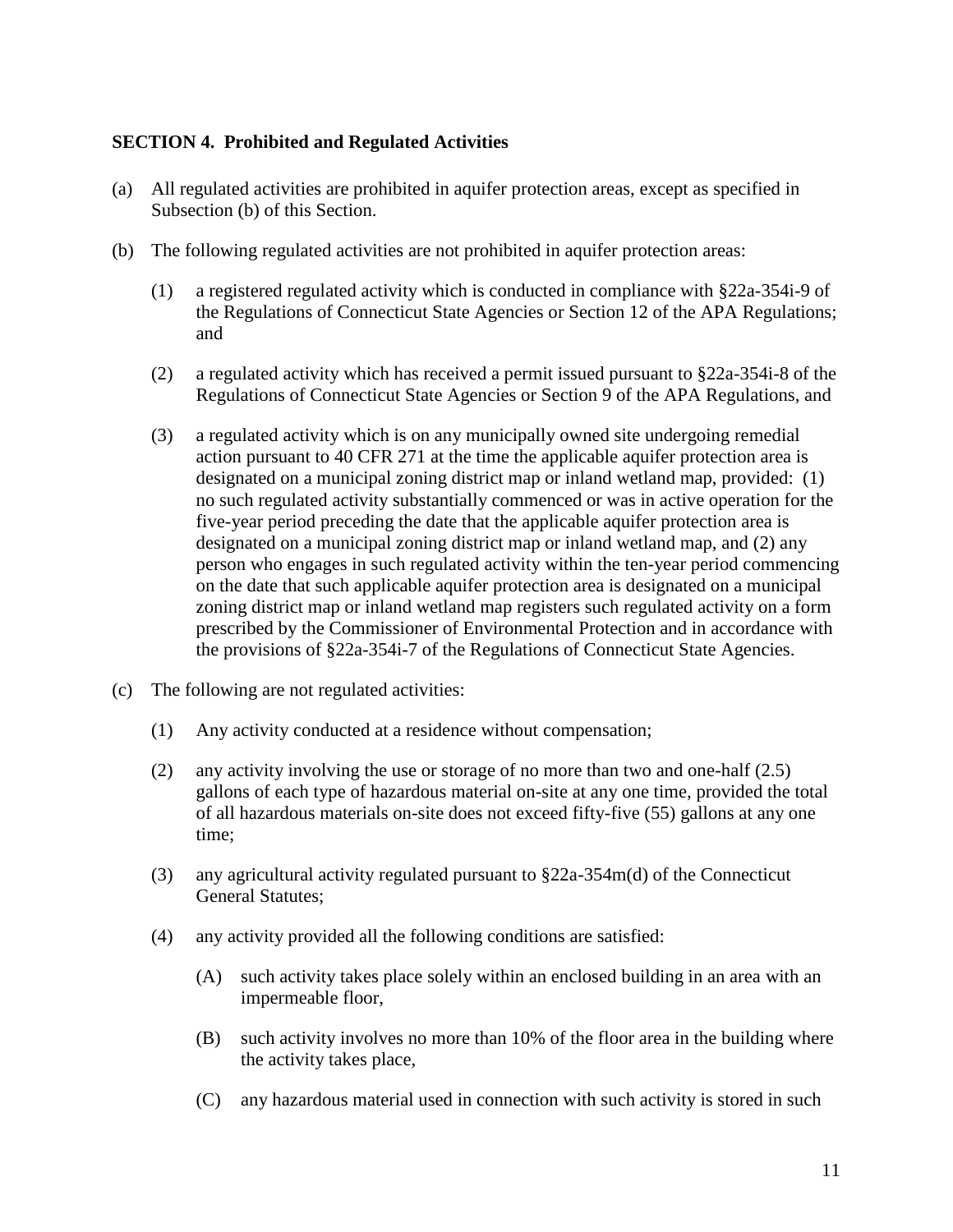### SECTION 4. Prohibited and Regulated Activities

(a) All regulated activities are prohibited in aquifer protection areas, except as specified in Subsection (b) of this Section.

(b) The following regulated activities are not prohibited in aquifer protection areas:

  (1) a registered regulated activity which is conducted in compliance with §22a-354i-9 of the Regulations of Connecticut State Agencies or Section 12 of the APA Regulations; and

  (2) a regulated activity which has received a permit issued pursuant to §22a-354i-8 of the Regulations of Connecticut State Agencies or Section 9 of the APA Regulations, and

  (3) a regulated activity which is on any municipally owned site undergoing remedial action pursuant to 40 CFR 271 at the time the applicable aquifer protection area is designated on a municipal zoning district map or inland wetland map, provided: (1) no such regulated activity substantially commenced or was in active operation for the five-year period preceding the date that the applicable aquifer protection area is designated on a municipal zoning district map or inland wetland map, and (2) any person who engages in such regulated activity within the ten-year period commencing on the date that such applicable aquifer protection area is designated on a municipal zoning district map or inland wetland map registers such regulated activity on a form prescribed by the Commissioner of Environmental Protection and in accordance with the provisions of §22a-354i-7 of the Regulations of Connecticut State Agencies.

(c) The following are not regulated activities:

  (1) Any activity conducted at a residence without compensation;

  (2) any activity involving the use or storage of no more than two and one-half (2.5) gallons of each type of hazardous material on-site at any one time, provided the total of all hazardous materials on-site does not exceed fifty-five (55) gallons at any one time;

  (3) any agricultural activity regulated pursuant to §22a-354m(d) of the Connecticut General Statutes;

  (4) any activity provided all the following conditions are satisfied:

    (A) such activity takes place solely within an enclosed building in an area with an impermeable floor,

    (B) such activity involves no more than 10% of the floor area in the building where the activity takes place,

    (C) any hazardous material used in connection with such activity is stored in such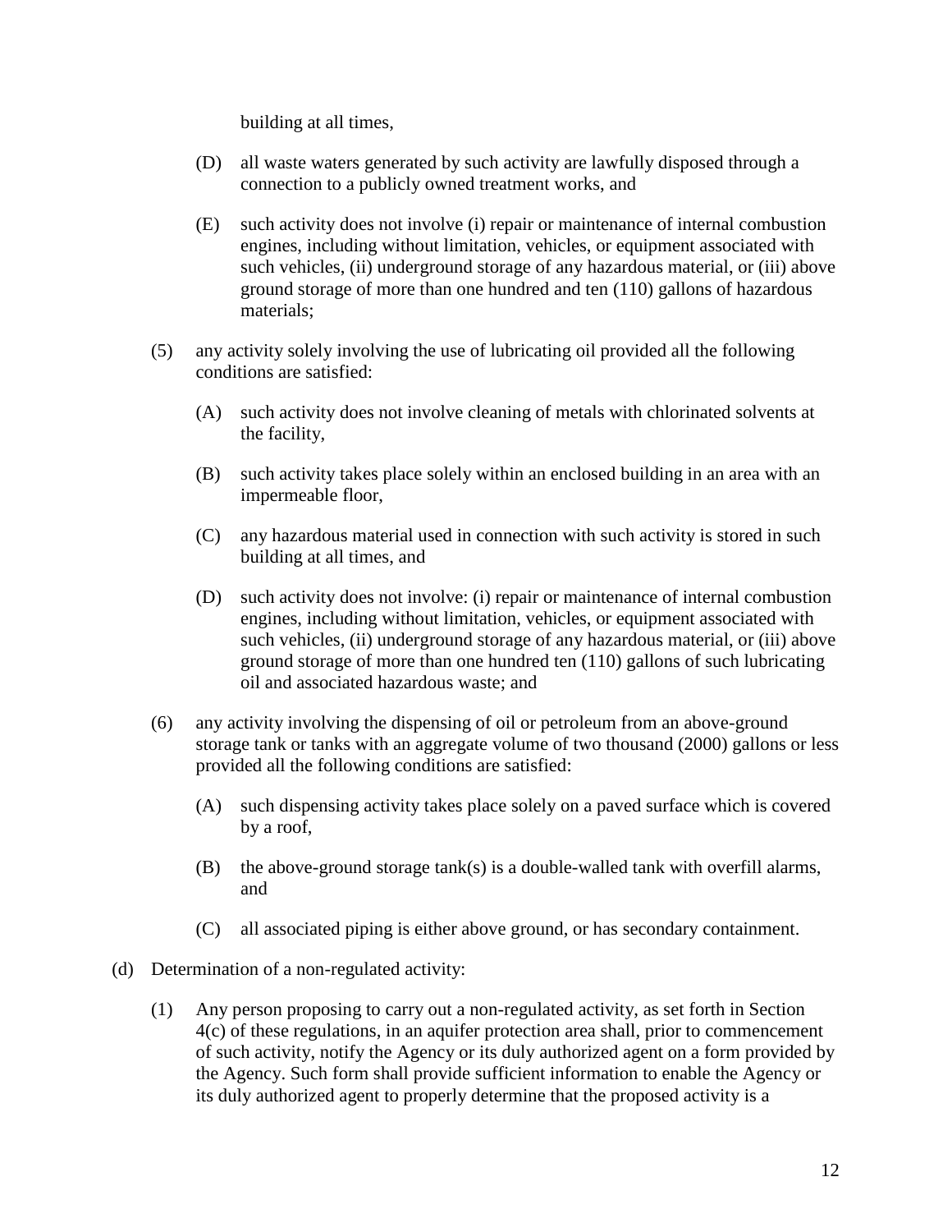building at all times,

(D) all waste waters generated by such activity are lawfully disposed through a connection to a publicly owned treatment works, and

(E) such activity does not involve (i) repair or maintenance of internal combustion engines, including without limitation, vehicles, or equipment associated with such vehicles, (ii) underground storage of any hazardous material, or (iii) above ground storage of more than one hundred and ten (110) gallons of hazardous materials;

(5) any activity solely involving the use of lubricating oil provided all the following conditions are satisfied:

(A) such activity does not involve cleaning of metals with chlorinated solvents at the facility,

(B) such activity takes place solely within an enclosed building in an area with an impermeable floor,

(C) any hazardous material used in connection with such activity is stored in such building at all times, and

(D) such activity does not involve: (i) repair or maintenance of internal combustion engines, including without limitation, vehicles, or equipment associated with such vehicles, (ii) underground storage of any hazardous material, or (iii) above ground storage of more than one hundred ten (110) gallons of such lubricating oil and associated hazardous waste; and

(6) any activity involving the dispensing of oil or petroleum from an above-ground storage tank or tanks with an aggregate volume of two thousand (2000) gallons or less provided all the following conditions are satisfied:

(A) such dispensing activity takes place solely on a paved surface which is covered by a roof,

(B) the above-ground storage tank(s) is a double-walled tank with overfill alarms, and

(C) all associated piping is either above ground, or has secondary containment.

(d) Determination of a non-regulated activity:

(1) Any person proposing to carry out a non-regulated activity, as set forth in Section 4(c) of these regulations, in an aquifer protection area shall, prior to commencement of such activity, notify the Agency or its duly authorized agent on a form provided by the Agency. Such form shall provide sufficient information to enable the Agency or its duly authorized agent to properly determine that the proposed activity is a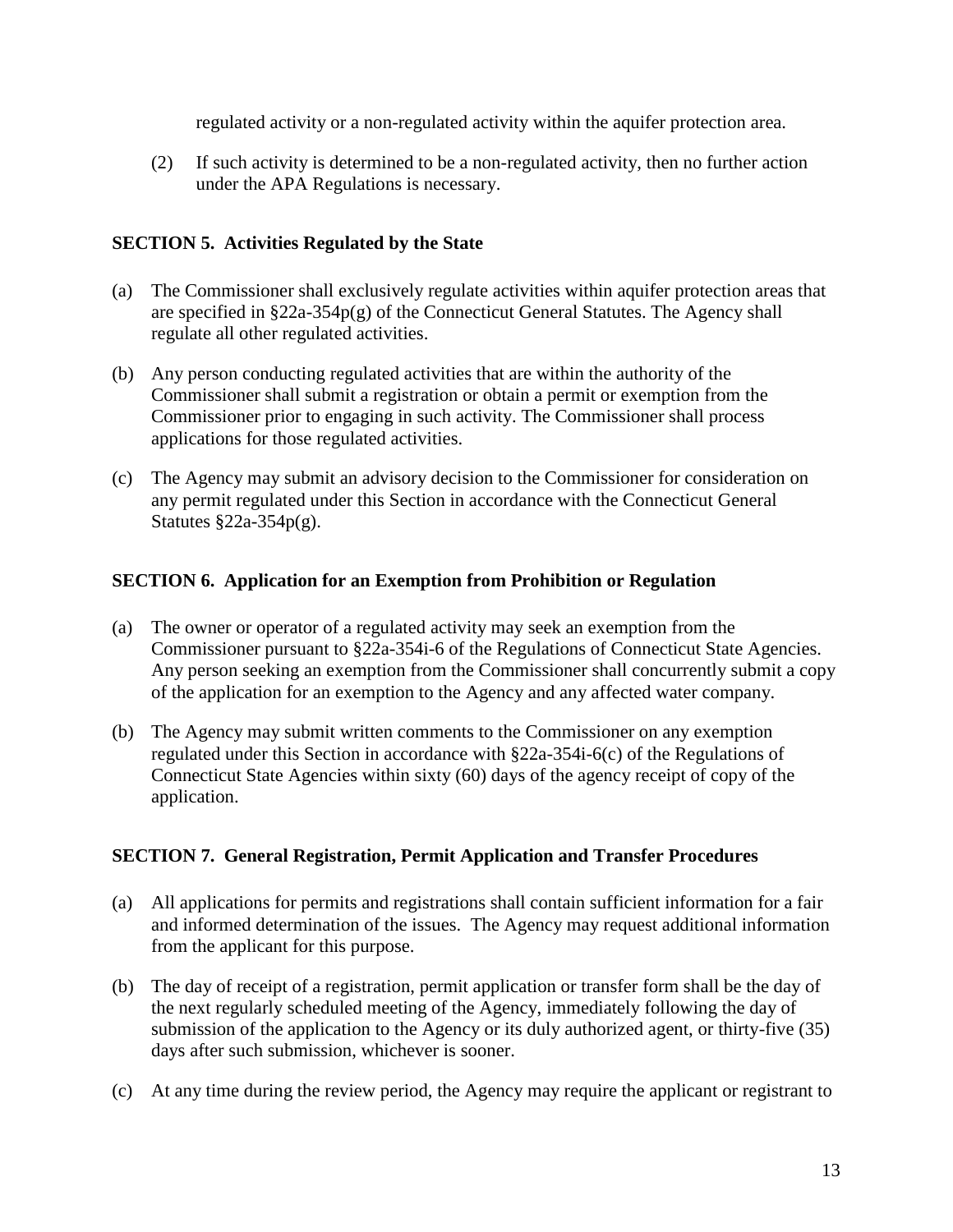regulated activity or a non-regulated activity within the aquifer protection area.

(2) If such activity is determined to be a non-regulated activity, then no further action under the APA Regulations is necessary.

**SECTION 5. Activities Regulated by the State**

(a) The Commissioner shall exclusively regulate activities within aquifer protection areas that are specified in §22a-354p(g) of the Connecticut General Statutes. The Agency shall regulate all other regulated activities.

(b) Any person conducting regulated activities that are within the authority of the Commissioner shall submit a registration or obtain a permit or exemption from the Commissioner prior to engaging in such activity. The Commissioner shall process applications for those regulated activities.

(c) The Agency may submit an advisory decision to the Commissioner for consideration on any permit regulated under this Section in accordance with the Connecticut General Statutes §22a-354p(g).

**SECTION 6. Application for an Exemption from Prohibition or Regulation**

(a) The owner or operator of a regulated activity may seek an exemption from the Commissioner pursuant to §22a-354i-6 of the Regulations of Connecticut State Agencies. Any person seeking an exemption from the Commissioner shall concurrently submit a copy of the application for an exemption to the Agency and any affected water company.

(b) The Agency may submit written comments to the Commissioner on any exemption regulated under this Section in accordance with §22a-354i-6(c) of the Regulations of Connecticut State Agencies within sixty (60) days of the agency receipt of copy of the application.

**SECTION 7. General Registration, Permit Application and Transfer Procedures**

(a) All applications for permits and registrations shall contain sufficient information for a fair and informed determination of the issues. The Agency may request additional information from the applicant for this purpose.

(b) The day of receipt of a registration, permit application or transfer form shall be the day of the next regularly scheduled meeting of the Agency, immediately following the day of submission of the application to the Agency or its duly authorized agent, or thirty-five (35) days after such submission, whichever is sooner.

(c) At any time during the review period, the Agency may require the applicant or registrant to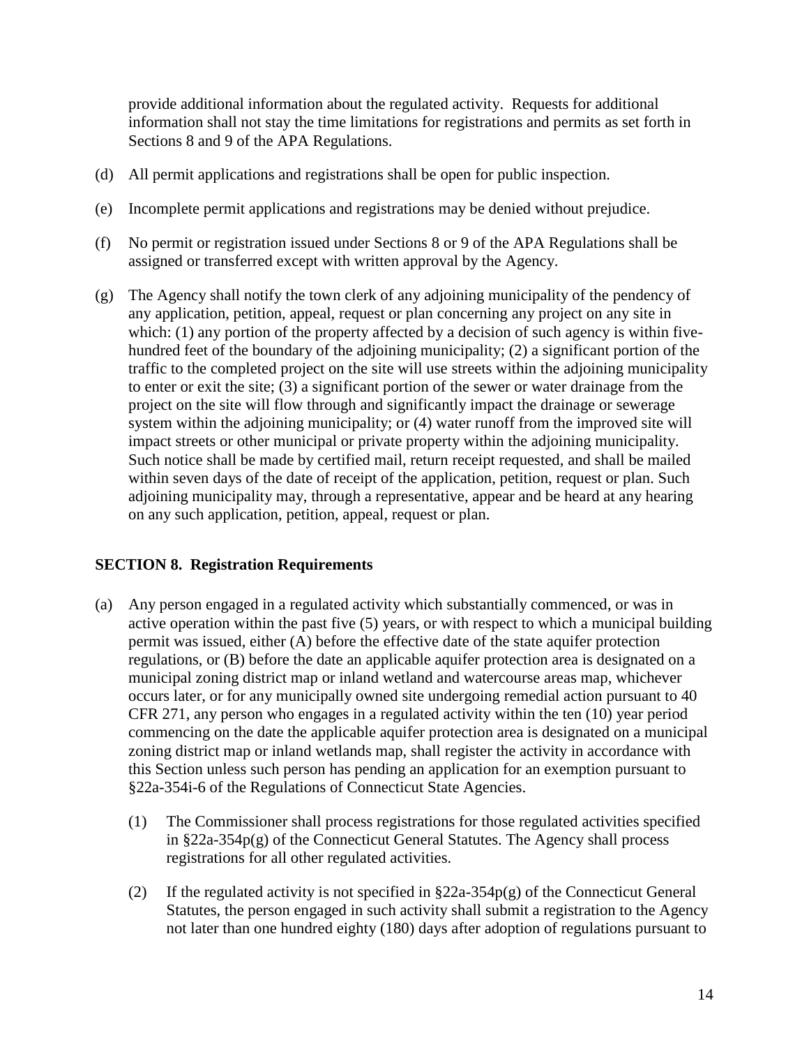provide additional information about the regulated activity. Requests for additional information shall not stay the time limitations for registrations and permits as set forth in Sections 8 and 9 of the APA Regulations.

(d) All permit applications and registrations shall be open for public inspection.

(e) Incomplete permit applications and registrations may be denied without prejudice.

(f) No permit or registration issued under Sections 8 or 9 of the APA Regulations shall be assigned or transferred except with written approval by the Agency.

(g) The Agency shall notify the town clerk of any adjoining municipality of the pendency of any application, petition, appeal, request or plan concerning any project on any site in which: (1) any portion of the property affected by a decision of such agency is within five-hundred feet of the boundary of the adjoining municipality; (2) a significant portion of the traffic to the completed project on the site will use streets within the adjoining municipality to enter or exit the site; (3) a significant portion of the sewer or water drainage from the project on the site will flow through and significantly impact the drainage or sewerage system within the adjoining municipality; or (4) water runoff from the improved site will impact streets or other municipal or private property within the adjoining municipality. Such notice shall be made by certified mail, return receipt requested, and shall be mailed within seven days of the date of receipt of the application, petition, request or plan. Such adjoining municipality may, through a representative, appear and be heard at any hearing on any such application, petition, appeal, request or plan.

## SECTION 8. Registration Requirements

(a) Any person engaged in a regulated activity which substantially commenced, or was in active operation within the past five (5) years, or with respect to which a municipal building permit was issued, either (A) before the effective date of the state aquifer protection regulations, or (B) before the date an applicable aquifer protection area is designated on a municipal zoning district map or inland wetland and watercourse areas map, whichever occurs later, or for any municipally owned site undergoing remedial action pursuant to 40 CFR 271, any person who engages in a regulated activity within the ten (10) year period commencing on the date the applicable aquifer protection area is designated on a municipal zoning district map or inland wetlands map, shall register the activity in accordance with this Section unless such person has pending an application for an exemption pursuant to §22a-354i-6 of the Regulations of Connecticut State Agencies.

   (1) The Commissioner shall process registrations for those regulated activities specified in §22a-354p(g) of the Connecticut General Statutes. The Agency shall process registrations for all other regulated activities.

   (2) If the regulated activity is not specified in §22a-354p(g) of the Connecticut General Statutes, the person engaged in such activity shall submit a registration to the Agency not later than one hundred eighty (180) days after adoption of regulations pursuant to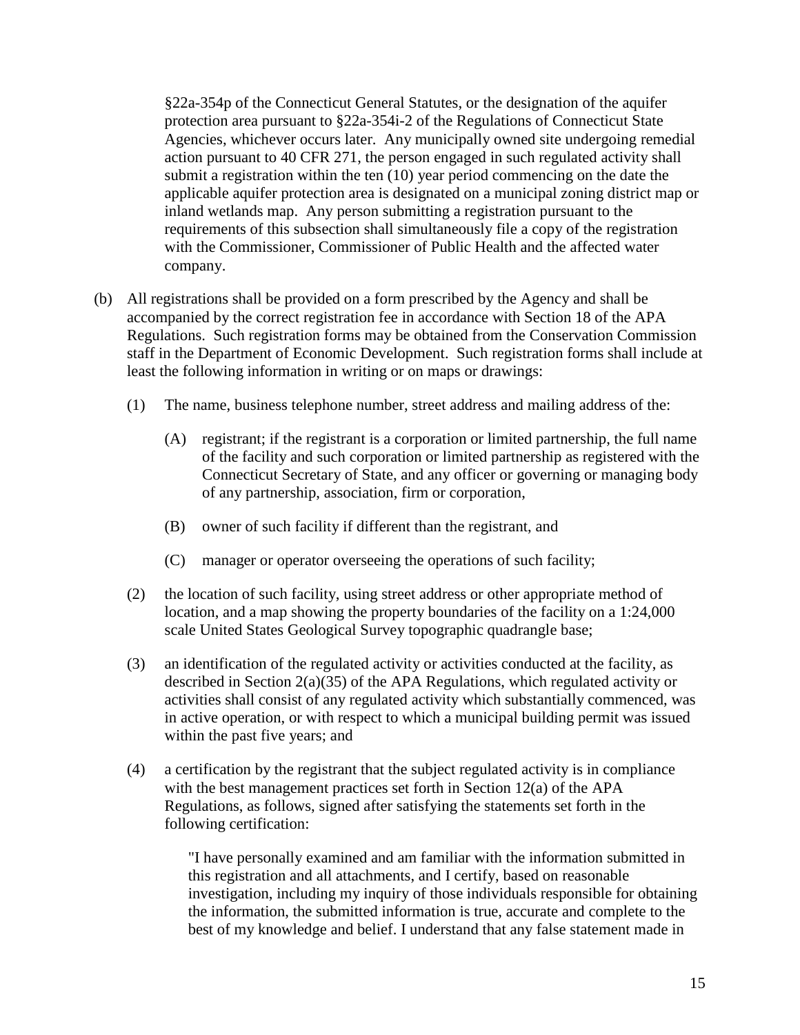§22a-354p of the Connecticut General Statutes, or the designation of the aquifer protection area pursuant to §22a-354i-2 of the Regulations of Connecticut State Agencies, whichever occurs later. Any municipally owned site undergoing remedial action pursuant to 40 CFR 271, the person engaged in such regulated activity shall submit a registration within the ten (10) year period commencing on the date the applicable aquifer protection area is designated on a municipal zoning district map or inland wetlands map. Any person submitting a registration pursuant to the requirements of this subsection shall simultaneously file a copy of the registration with the Commissioner, Commissioner of Public Health and the affected water company.

(b) All registrations shall be provided on a form prescribed by the Agency and shall be accompanied by the correct registration fee in accordance with Section 18 of the APA Regulations. Such registration forms may be obtained from the Conservation Commission staff in the Department of Economic Development. Such registration forms shall include at least the following information in writing or on maps or drawings:

(1) The name, business telephone number, street address and mailing address of the:

(A) registrant; if the registrant is a corporation or limited partnership, the full name of the facility and such corporation or limited partnership as registered with the Connecticut Secretary of State, and any officer or governing or managing body of any partnership, association, firm or corporation,

(B) owner of such facility if different than the registrant, and

(C) manager or operator overseeing the operations of such facility;

(2) the location of such facility, using street address or other appropriate method of location, and a map showing the property boundaries of the facility on a 1:24,000 scale United States Geological Survey topographic quadrangle base;

(3) an identification of the regulated activity or activities conducted at the facility, as described in Section 2(a)(35) of the APA Regulations, which regulated activity or activities shall consist of any regulated activity which substantially commenced, was in active operation, or with respect to which a municipal building permit was issued within the past five years; and

(4) a certification by the registrant that the subject regulated activity is in compliance with the best management practices set forth in Section 12(a) of the APA Regulations, as follows, signed after satisfying the statements set forth in the following certification:

"I have personally examined and am familiar with the information submitted in this registration and all attachments, and I certify, based on reasonable investigation, including my inquiry of those individuals responsible for obtaining the information, the submitted information is true, accurate and complete to the best of my knowledge and belief. I understand that any false statement made in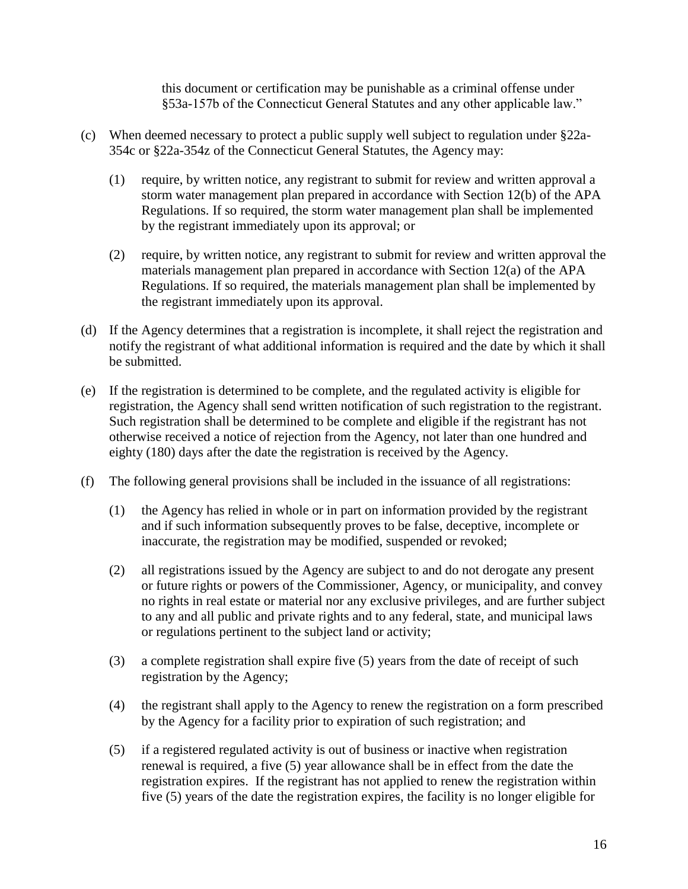this document or certification may be punishable as a criminal offense under §53a-157b of the Connecticut General Statutes and any other applicable law."

(c) When deemed necessary to protect a public supply well subject to regulation under §22a-354c or §22a-354z of the Connecticut General Statutes, the Agency may:

  (1) require, by written notice, any registrant to submit for review and written approval a storm water management plan prepared in accordance with Section 12(b) of the APA Regulations. If so required, the storm water management plan shall be implemented by the registrant immediately upon its approval; or

  (2) require, by written notice, any registrant to submit for review and written approval the materials management plan prepared in accordance with Section 12(a) of the APA Regulations. If so required, the materials management plan shall be implemented by the registrant immediately upon its approval.

(d) If the Agency determines that a registration is incomplete, it shall reject the registration and notify the registrant of what additional information is required and the date by which it shall be submitted.

(e) If the registration is determined to be complete, and the regulated activity is eligible for registration, the Agency shall send written notification of such registration to the registrant. Such registration shall be determined to be complete and eligible if the registrant has not otherwise received a notice of rejection from the Agency, not later than one hundred and eighty (180) days after the date the registration is received by the Agency.

(f) The following general provisions shall be included in the issuance of all registrations:

  (1) the Agency has relied in whole or in part on information provided by the registrant and if such information subsequently proves to be false, deceptive, incomplete or inaccurate, the registration may be modified, suspended or revoked;

  (2) all registrations issued by the Agency are subject to and do not derogate any present or future rights or powers of the Commissioner, Agency, or municipality, and convey no rights in real estate or material nor any exclusive privileges, and are further subject to any and all public and private rights and to any federal, state, and municipal laws or regulations pertinent to the subject land or activity;

  (3) a complete registration shall expire five (5) years from the date of receipt of such registration by the Agency;

  (4) the registrant shall apply to the Agency to renew the registration on a form prescribed by the Agency for a facility prior to expiration of such registration; and

  (5) if a registered regulated activity is out of business or inactive when registration renewal is required, a five (5) year allowance shall be in effect from the date the registration expires. If the registrant has not applied to renew the registration within five (5) years of the date the registration expires, the facility is no longer eligible for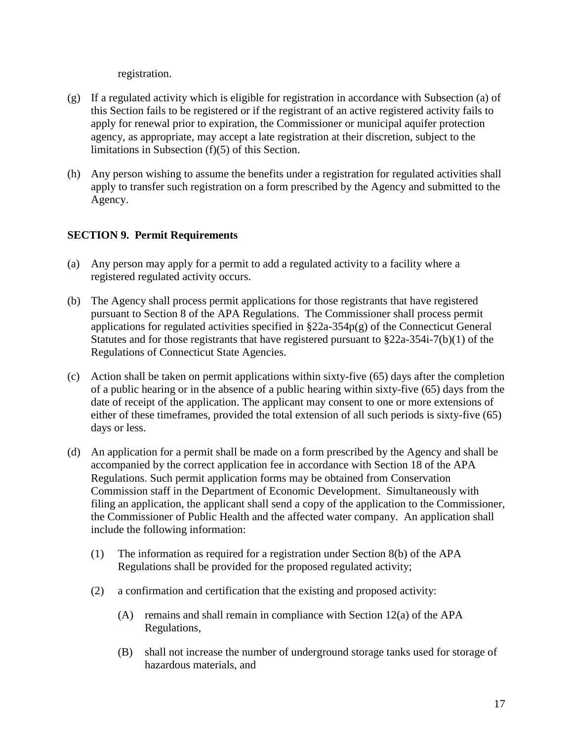registration.

(g) If a regulated activity which is eligible for registration in accordance with Subsection (a) of this Section fails to be registered or if the registrant of an active registered activity fails to apply for renewal prior to expiration, the Commissioner or municipal aquifer protection agency, as appropriate, may accept a late registration at their discretion, subject to the limitations in Subsection (f)(5) of this Section.

(h) Any person wishing to assume the benefits under a registration for regulated activities shall apply to transfer such registration on a form prescribed by the Agency and submitted to the Agency.

**SECTION 9. Permit Requirements**

(a) Any person may apply for a permit to add a regulated activity to a facility where a registered regulated activity occurs.

(b) The Agency shall process permit applications for those registrants that have registered pursuant to Section 8 of the APA Regulations. The Commissioner shall process permit applications for regulated activities specified in §22a-354p(g) of the Connecticut General Statutes and for those registrants that have registered pursuant to §22a-354i-7(b)(1) of the Regulations of Connecticut State Agencies.

(c) Action shall be taken on permit applications within sixty-five (65) days after the completion of a public hearing or in the absence of a public hearing within sixty-five (65) days from the date of receipt of the application. The applicant may consent to one or more extensions of either of these timeframes, provided the total extension of all such periods is sixty-five (65) days or less.

(d) An application for a permit shall be made on a form prescribed by the Agency and shall be accompanied by the correct application fee in accordance with Section 18 of the APA Regulations. Such permit application forms may be obtained from Conservation Commission staff in the Department of Economic Development. Simultaneously with filing an application, the applicant shall send a copy of the application to the Commissioner, the Commissioner of Public Health and the affected water company. An application shall include the following information:

   (1) The information as required for a registration under Section 8(b) of the APA Regulations shall be provided for the proposed regulated activity;

   (2) a confirmation and certification that the existing and proposed activity:

      (A) remains and shall remain in compliance with Section 12(a) of the APA Regulations,

      (B) shall not increase the number of underground storage tanks used for storage of hazardous materials, and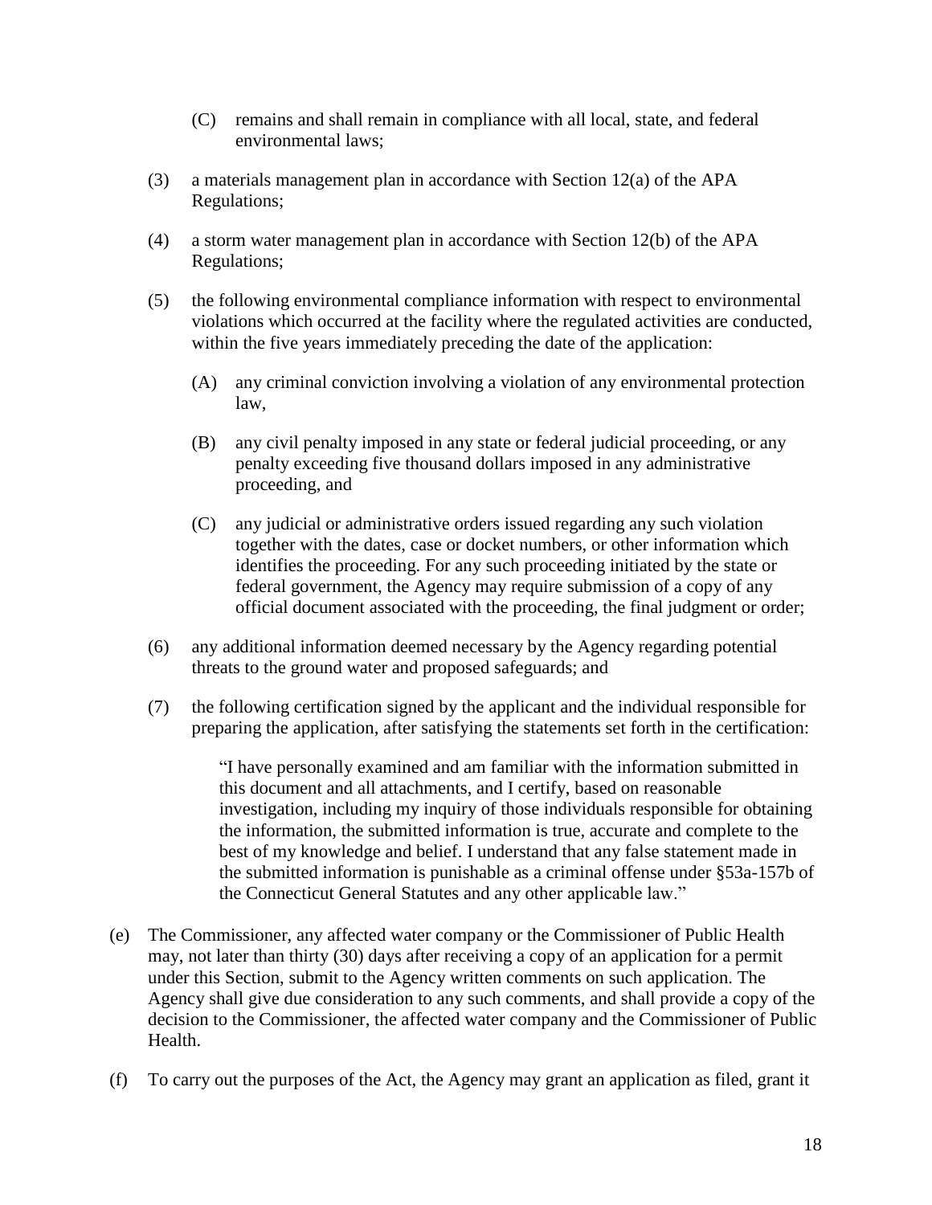(C) remains and shall remain in compliance with all local, state, and federal environmental laws;

(3) a materials management plan in accordance with Section 12(a) of the APA Regulations;

(4) a storm water management plan in accordance with Section 12(b) of the APA Regulations;

(5) the following environmental compliance information with respect to environmental violations which occurred at the facility where the regulated activities are conducted, within the five years immediately preceding the date of the application:

   (A) any criminal conviction involving a violation of any environmental protection law,

   (B) any civil penalty imposed in any state or federal judicial proceeding, or any penalty exceeding five thousand dollars imposed in any administrative proceeding, and

   (C) any judicial or administrative orders issued regarding any such violation together with the dates, case or docket numbers, or other information which identifies the proceeding. For any such proceeding initiated by the state or federal government, the Agency may require submission of a copy of any official document associated with the proceeding, the final judgment or order;

(6) any additional information deemed necessary by the Agency regarding potential threats to the ground water and proposed safeguards; and

(7) the following certification signed by the applicant and the individual responsible for preparing the application, after satisfying the statements set forth in the certification:

> "I have personally examined and am familiar with the information submitted in this document and all attachments, and I certify, based on reasonable investigation, including my inquiry of those individuals responsible for obtaining the information, the submitted information is true, accurate and complete to the best of my knowledge and belief. I understand that any false statement made in the submitted information is punishable as a criminal offense under §53a-157b of the Connecticut General Statutes and any other applicable law."

(e) The Commissioner, any affected water company or the Commissioner of Public Health may, not later than thirty (30) days after receiving a copy of an application for a permit under this Section, submit to the Agency written comments on such application. The Agency shall give due consideration to any such comments, and shall provide a copy of the decision to the Commissioner, the affected water company and the Commissioner of Public Health.

(f) To carry out the purposes of the Act, the Agency may grant an application as filed, grant it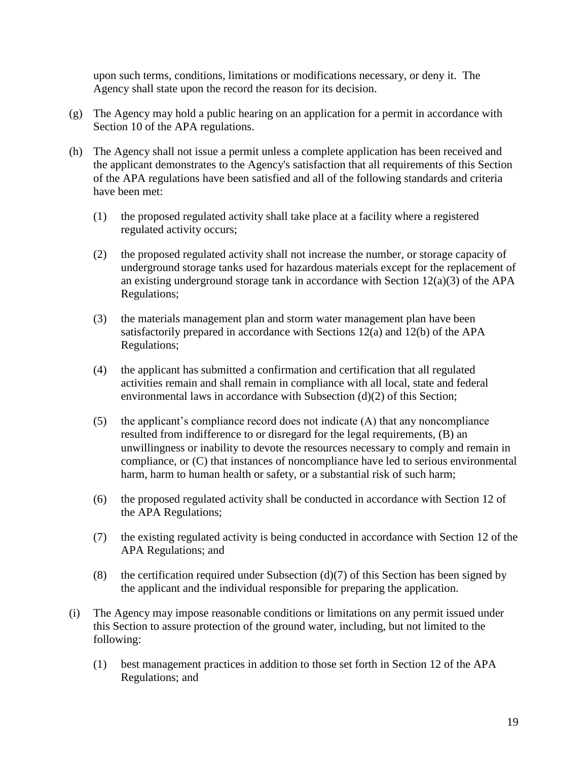upon such terms, conditions, limitations or modifications necessary, or deny it. The Agency shall state upon the record the reason for its decision.

(g) The Agency may hold a public hearing on an application for a permit in accordance with Section 10 of the APA regulations.

(h) The Agency shall not issue a permit unless a complete application has been received and the applicant demonstrates to the Agency's satisfaction that all requirements of this Section of the APA regulations have been satisfied and all of the following standards and criteria have been met:

  (1) the proposed regulated activity shall take place at a facility where a registered regulated activity occurs;

  (2) the proposed regulated activity shall not increase the number, or storage capacity of underground storage tanks used for hazardous materials except for the replacement of an existing underground storage tank in accordance with Section 12(a)(3) of the APA Regulations;

  (3) the materials management plan and storm water management plan have been satisfactorily prepared in accordance with Sections 12(a) and 12(b) of the APA Regulations;

  (4) the applicant has submitted a confirmation and certification that all regulated activities remain and shall remain in compliance with all local, state and federal environmental laws in accordance with Subsection (d)(2) of this Section;

  (5) the applicant's compliance record does not indicate (A) that any noncompliance resulted from indifference to or disregard for the legal requirements, (B) an unwillingness or inability to devote the resources necessary to comply and remain in compliance, or (C) that instances of noncompliance have led to serious environmental harm, harm to human health or safety, or a substantial risk of such harm;

  (6) the proposed regulated activity shall be conducted in accordance with Section 12 of the APA Regulations;

  (7) the existing regulated activity is being conducted in accordance with Section 12 of the APA Regulations; and

  (8) the certification required under Subsection (d)(7) of this Section has been signed by the applicant and the individual responsible for preparing the application.

(i) The Agency may impose reasonable conditions or limitations on any permit issued under this Section to assure protection of the ground water, including, but not limited to the following:

  (1) best management practices in addition to those set forth in Section 12 of the APA Regulations; and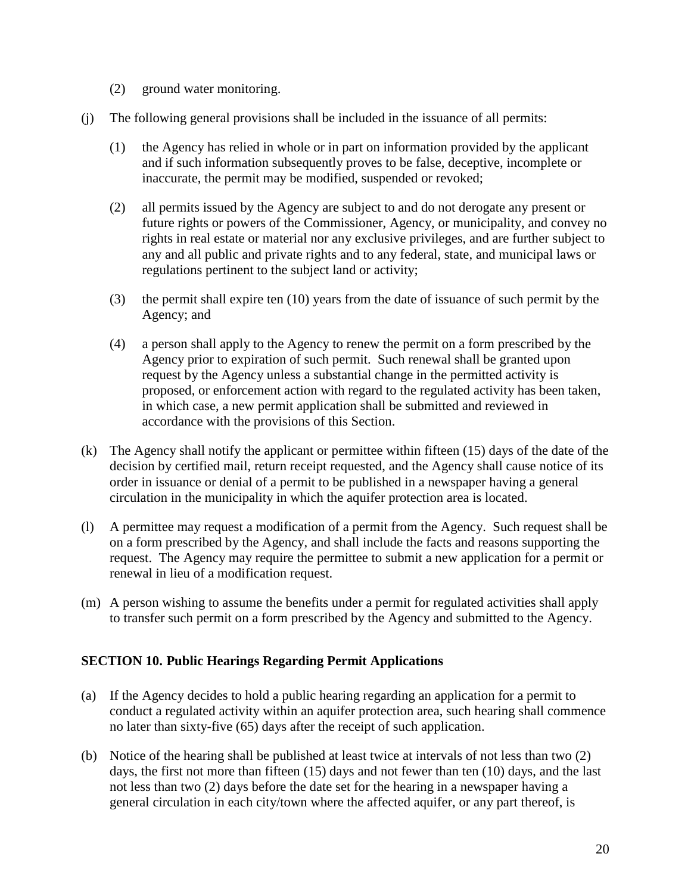(2) ground water monitoring.

(j) The following general provisions shall be included in the issuance of all permits:

    (1) the Agency has relied in whole or in part on information provided by the applicant and if such information subsequently proves to be false, deceptive, incomplete or inaccurate, the permit may be modified, suspended or revoked;

    (2) all permits issued by the Agency are subject to and do not derogate any present or future rights or powers of the Commissioner, Agency, or municipality, and convey no rights in real estate or material nor any exclusive privileges, and are further subject to any and all public and private rights and to any federal, state, and municipal laws or regulations pertinent to the subject land or activity;

    (3) the permit shall expire ten (10) years from the date of issuance of such permit by the Agency; and

    (4) a person shall apply to the Agency to renew the permit on a form prescribed by the Agency prior to expiration of such permit. Such renewal shall be granted upon request by the Agency unless a substantial change in the permitted activity is proposed, or enforcement action with regard to the regulated activity has been taken, in which case, a new permit application shall be submitted and reviewed in accordance with the provisions of this Section.

(k) The Agency shall notify the applicant or permittee within fifteen (15) days of the date of the decision by certified mail, return receipt requested, and the Agency shall cause notice of its order in issuance or denial of a permit to be published in a newspaper having a general circulation in the municipality in which the aquifer protection area is located.

(l) A permittee may request a modification of a permit from the Agency. Such request shall be on a form prescribed by the Agency, and shall include the facts and reasons supporting the request. The Agency may require the permittee to submit a new application for a permit or renewal in lieu of a modification request.

(m) A person wishing to assume the benefits under a permit for regulated activities shall apply to transfer such permit on a form prescribed by the Agency and submitted to the Agency.

**SECTION 10. Public Hearings Regarding Permit Applications**

(a) If the Agency decides to hold a public hearing regarding an application for a permit to conduct a regulated activity within an aquifer protection area, such hearing shall commence no later than sixty-five (65) days after the receipt of such application.

(b) Notice of the hearing shall be published at least twice at intervals of not less than two (2) days, the first not more than fifteen (15) days and not fewer than ten (10) days, and the last not less than two (2) days before the date set for the hearing in a newspaper having a general circulation in each city/town where the affected aquifer, or any part thereof, is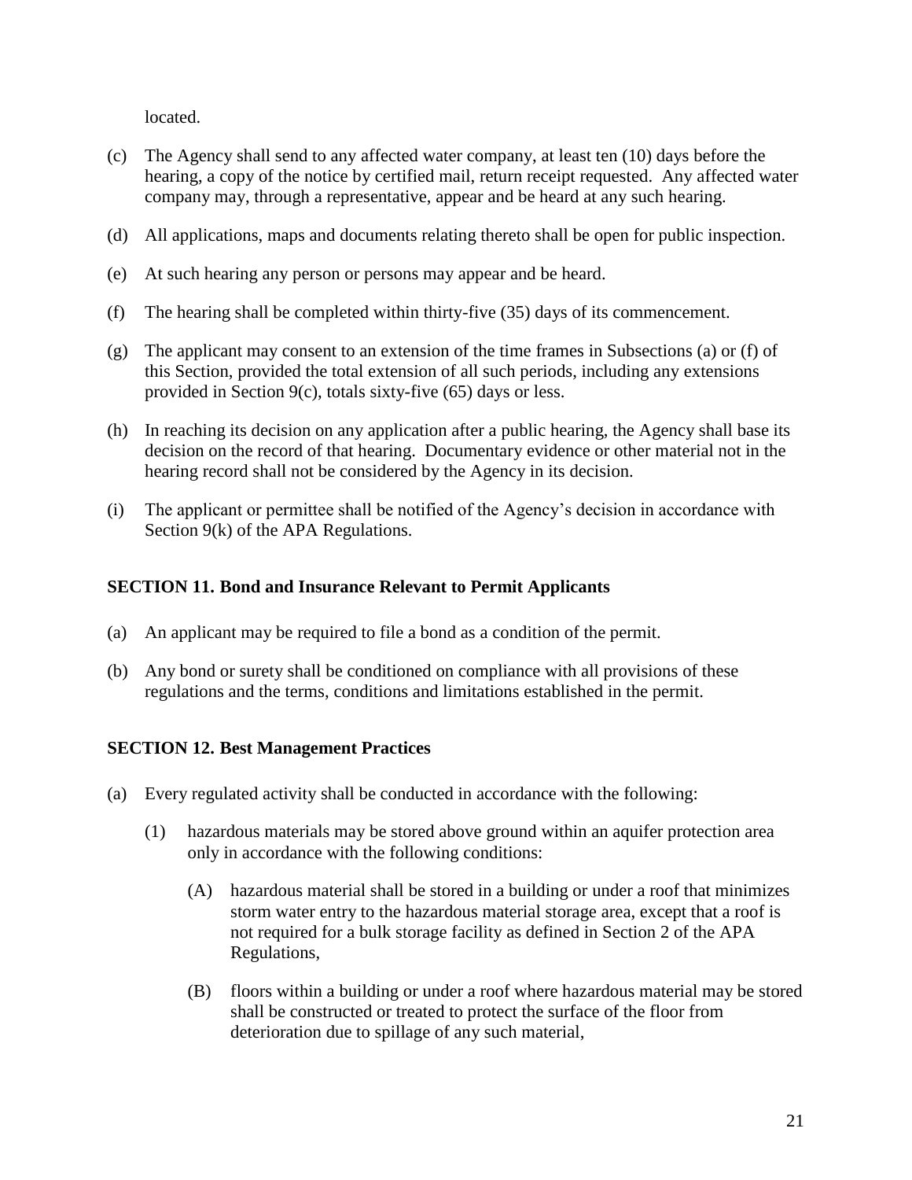located.

(c) The Agency shall send to any affected water company, at least ten (10) days before the hearing, a copy of the notice by certified mail, return receipt requested. Any affected water company may, through a representative, appear and be heard at any such hearing.

(d) All applications, maps and documents relating thereto shall be open for public inspection.

(e) At such hearing any person or persons may appear and be heard.

(f) The hearing shall be completed within thirty-five (35) days of its commencement.

(g) The applicant may consent to an extension of the time frames in Subsections (a) or (f) of this Section, provided the total extension of all such periods, including any extensions provided in Section 9(c), totals sixty-five (65) days or less.

(h) In reaching its decision on any application after a public hearing, the Agency shall base its decision on the record of that hearing. Documentary evidence or other material not in the hearing record shall not be considered by the Agency in its decision.

(i) The applicant or permittee shall be notified of the Agency's decision in accordance with Section 9(k) of the APA Regulations.

## SECTION 11. Bond and Insurance Relevant to Permit Applicants

(a) An applicant may be required to file a bond as a condition of the permit.

(b) Any bond or surety shall be conditioned on compliance with all provisions of these regulations and the terms, conditions and limitations established in the permit.

## SECTION 12. Best Management Practices

(a) Every regulated activity shall be conducted in accordance with the following:

   (1) hazardous materials may be stored above ground within an aquifer protection area only in accordance with the following conditions:

      (A) hazardous material shall be stored in a building or under a roof that minimizes storm water entry to the hazardous material storage area, except that a roof is not required for a bulk storage facility as defined in Section 2 of the APA Regulations,

      (B) floors within a building or under a roof where hazardous material may be stored shall be constructed or treated to protect the surface of the floor from deterioration due to spillage of any such material,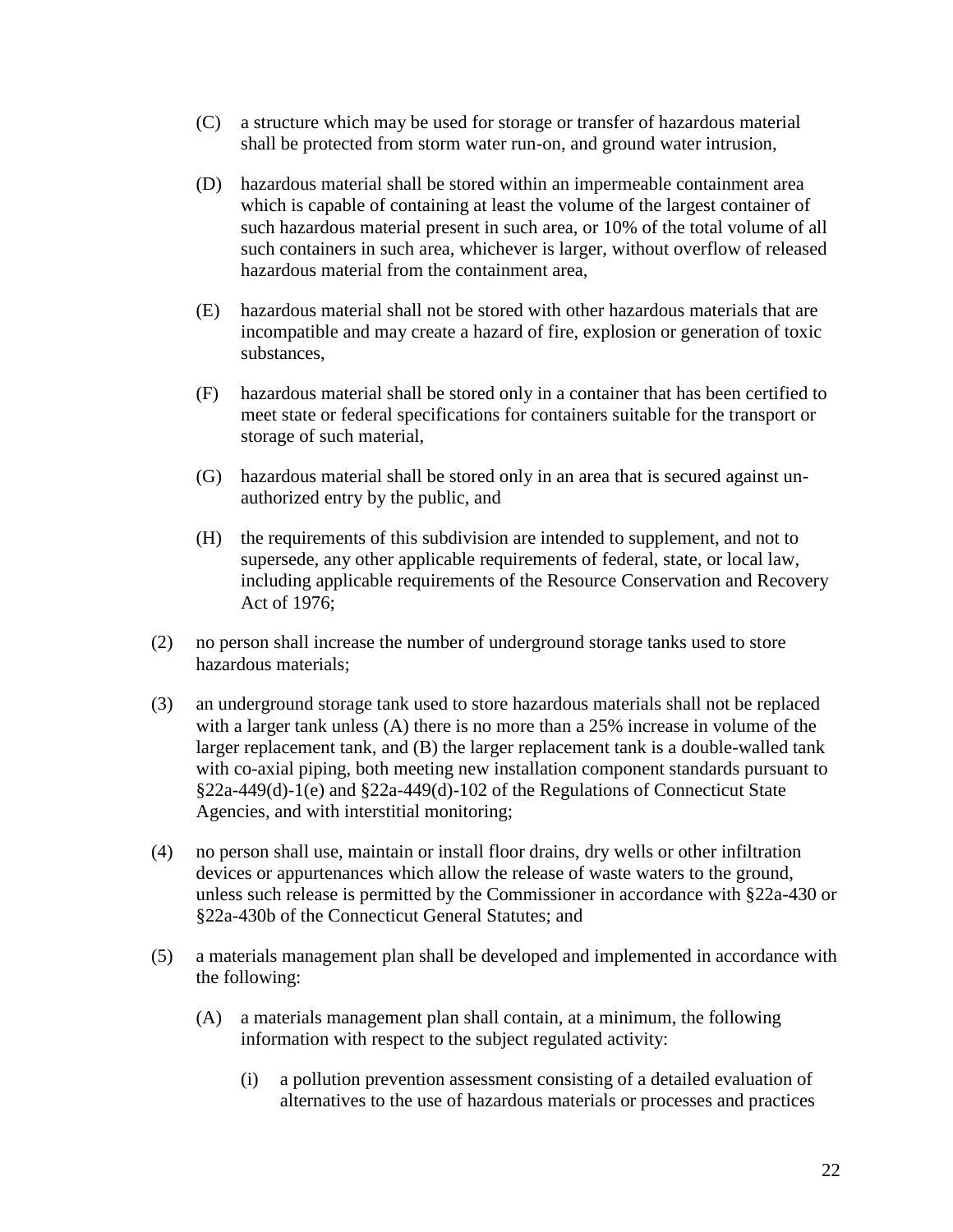(C) a structure which may be used for storage or transfer of hazardous material shall be protected from storm water run-on, and ground water intrusion,

(D) hazardous material shall be stored within an impermeable containment area which is capable of containing at least the volume of the largest container of such hazardous material present in such area, or 10% of the total volume of all such containers in such area, whichever is larger, without overflow of released hazardous material from the containment area,

(E) hazardous material shall not be stored with other hazardous materials that are incompatible and may create a hazard of fire, explosion or generation of toxic substances,

(F) hazardous material shall be stored only in a container that has been certified to meet state or federal specifications for containers suitable for the transport or storage of such material,

(G) hazardous material shall be stored only in an area that is secured against un-authorized entry by the public, and

(H) the requirements of this subdivision are intended to supplement, and not to supersede, any other applicable requirements of federal, state, or local law, including applicable requirements of the Resource Conservation and Recovery Act of 1976;

(2) no person shall increase the number of underground storage tanks used to store hazardous materials;

(3) an underground storage tank used to store hazardous materials shall not be replaced with a larger tank unless (A) there is no more than a 25% increase in volume of the larger replacement tank, and (B) the larger replacement tank is a double-walled tank with co-axial piping, both meeting new installation component standards pursuant to §22a-449(d)-1(e) and §22a-449(d)-102 of the Regulations of Connecticut State Agencies, and with interstitial monitoring;

(4) no person shall use, maintain or install floor drains, dry wells or other infiltration devices or appurtenances which allow the release of waste waters to the ground, unless such release is permitted by the Commissioner in accordance with §22a-430 or §22a-430b of the Connecticut General Statutes; and

(5) a materials management plan shall be developed and implemented in accordance with the following:

(A) a materials management plan shall contain, at a minimum, the following information with respect to the subject regulated activity:

(i) a pollution prevention assessment consisting of a detailed evaluation of alternatives to the use of hazardous materials or processes and practices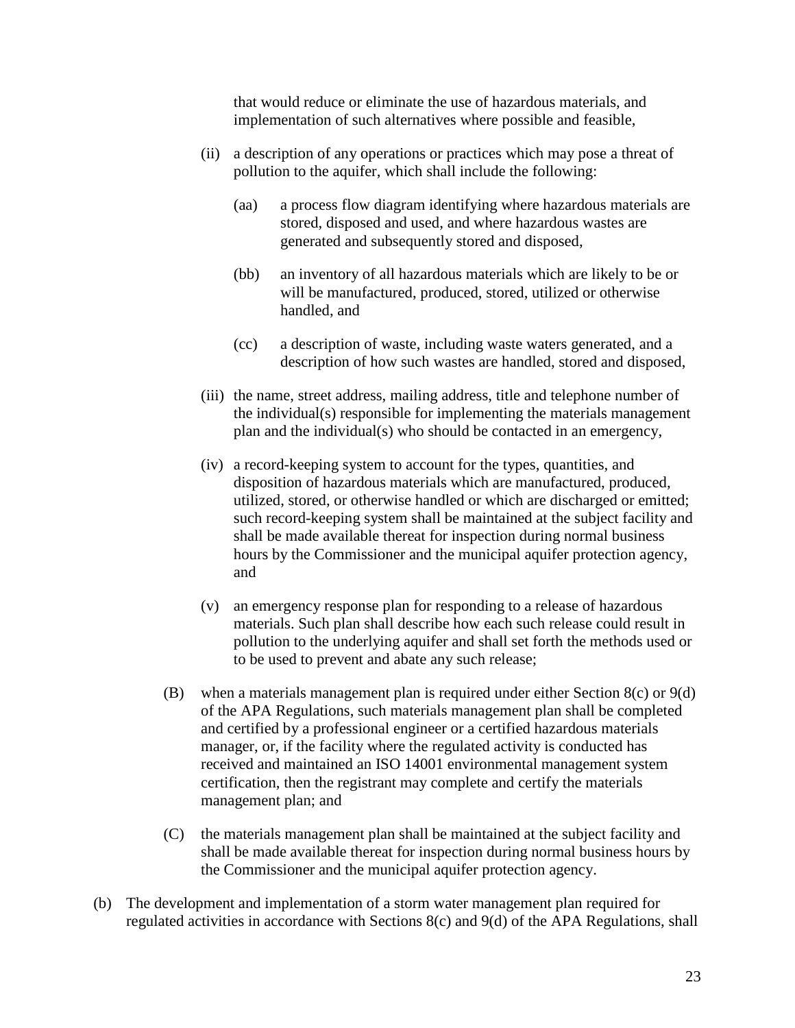that would reduce or eliminate the use of hazardous materials, and implementation of such alternatives where possible and feasible,

(ii) a description of any operations or practices which may pose a threat of pollution to the aquifer, which shall include the following:

(aa) a process flow diagram identifying where hazardous materials are stored, disposed and used, and where hazardous wastes are generated and subsequently stored and disposed,

(bb) an inventory of all hazardous materials which are likely to be or will be manufactured, produced, stored, utilized or otherwise handled, and

(cc) a description of waste, including waste waters generated, and a description of how such wastes are handled, stored and disposed,

(iii) the name, street address, mailing address, title and telephone number of the individual(s) responsible for implementing the materials management plan and the individual(s) who should be contacted in an emergency,

(iv) a record-keeping system to account for the types, quantities, and disposition of hazardous materials which are manufactured, produced, utilized, stored, or otherwise handled or which are discharged or emitted; such record-keeping system shall be maintained at the subject facility and shall be made available thereat for inspection during normal business hours by the Commissioner and the municipal aquifer protection agency, and

(v) an emergency response plan for responding to a release of hazardous materials. Such plan shall describe how each such release could result in pollution to the underlying aquifer and shall set forth the methods used or to be used to prevent and abate any such release;

(B) when a materials management plan is required under either Section 8(c) or 9(d) of the APA Regulations, such materials management plan shall be completed and certified by a professional engineer or a certified hazardous materials manager, or, if the facility where the regulated activity is conducted has received and maintained an ISO 14001 environmental management system certification, then the registrant may complete and certify the materials management plan; and

(C) the materials management plan shall be maintained at the subject facility and shall be made available thereat for inspection during normal business hours by the Commissioner and the municipal aquifer protection agency.

(b) The development and implementation of a storm water management plan required for regulated activities in accordance with Sections 8(c) and 9(d) of the APA Regulations, shall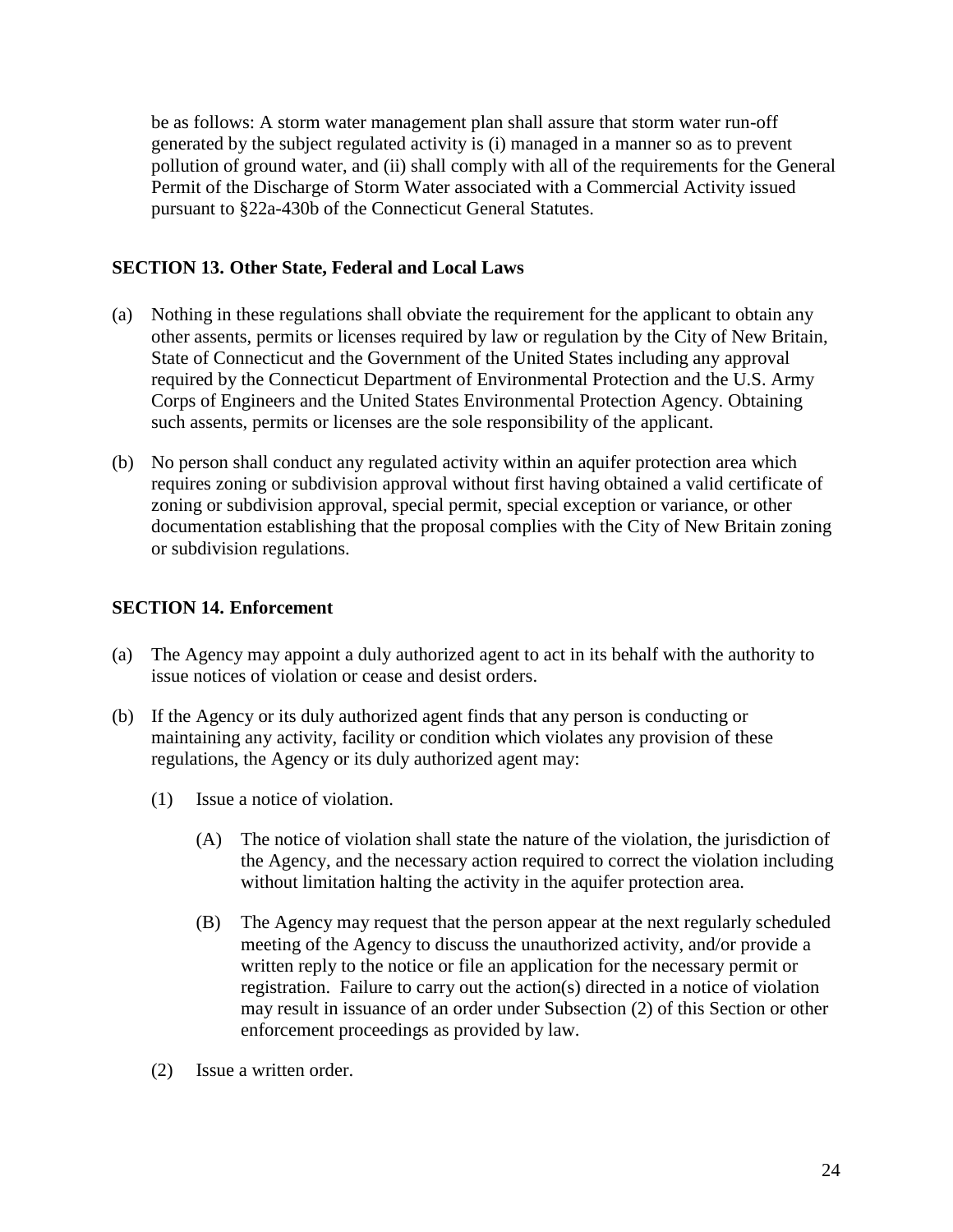be as follows: A storm water management plan shall assure that storm water run-off generated by the subject regulated activity is (i) managed in a manner so as to prevent pollution of ground water, and (ii) shall comply with all of the requirements for the General Permit of the Discharge of Storm Water associated with a Commercial Activity issued pursuant to §22a-430b of the Connecticut General Statutes.

### SECTION 13. Other State, Federal and Local Laws

(a) Nothing in these regulations shall obviate the requirement for the applicant to obtain any other assents, permits or licenses required by law or regulation by the City of New Britain, State of Connecticut and the Government of the United States including any approval required by the Connecticut Department of Environmental Protection and the U.S. Army Corps of Engineers and the United States Environmental Protection Agency. Obtaining such assents, permits or licenses are the sole responsibility of the applicant.

(b) No person shall conduct any regulated activity within an aquifer protection area which requires zoning or subdivision approval without first having obtained a valid certificate of zoning or subdivision approval, special permit, special exception or variance, or other documentation establishing that the proposal complies with the City of New Britain zoning or subdivision regulations.

### SECTION 14. Enforcement

(a) The Agency may appoint a duly authorized agent to act in its behalf with the authority to issue notices of violation or cease and desist orders.

(b) If the Agency or its duly authorized agent finds that any person is conducting or maintaining any activity, facility or condition which violates any provision of these regulations, the Agency or its duly authorized agent may:

  (1) Issue a notice of violation.

    (A) The notice of violation shall state the nature of the violation, the jurisdiction of the Agency, and the necessary action required to correct the violation including without limitation halting the activity in the aquifer protection area.

    (B) The Agency may request that the person appear at the next regularly scheduled meeting of the Agency to discuss the unauthorized activity, and/or provide a written reply to the notice or file an application for the necessary permit or registration. Failure to carry out the action(s) directed in a notice of violation may result in issuance of an order under Subsection (2) of this Section or other enforcement proceedings as provided by law.

  (2) Issue a written order.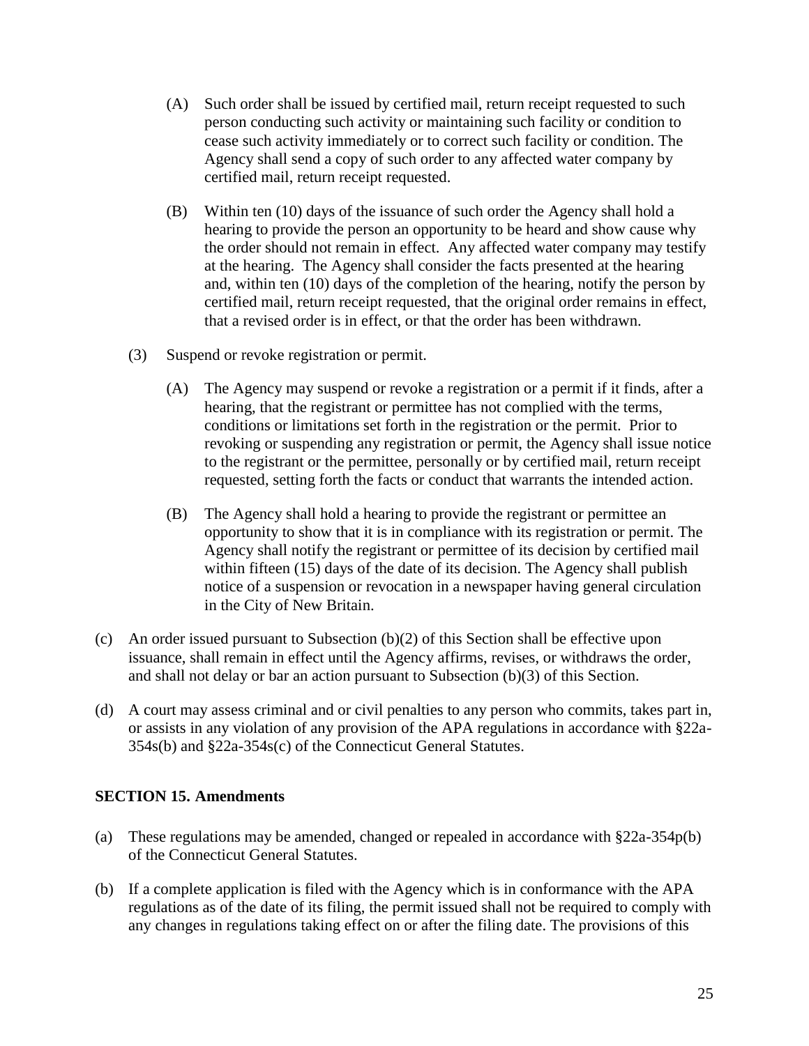(A) Such order shall be issued by certified mail, return receipt requested to such person conducting such activity or maintaining such facility or condition to cease such activity immediately or to correct such facility or condition. The Agency shall send a copy of such order to any affected water company by certified mail, return receipt requested.

(B) Within ten (10) days of the issuance of such order the Agency shall hold a hearing to provide the person an opportunity to be heard and show cause why the order should not remain in effect. Any affected water company may testify at the hearing. The Agency shall consider the facts presented at the hearing and, within ten (10) days of the completion of the hearing, notify the person by certified mail, return receipt requested, that the original order remains in effect, that a revised order is in effect, or that the order has been withdrawn.

(3) Suspend or revoke registration or permit.

(A) The Agency may suspend or revoke a registration or a permit if it finds, after a hearing, that the registrant or permittee has not complied with the terms, conditions or limitations set forth in the registration or the permit. Prior to revoking or suspending any registration or permit, the Agency shall issue notice to the registrant or the permittee, personally or by certified mail, return receipt requested, setting forth the facts or conduct that warrants the intended action.

(B) The Agency shall hold a hearing to provide the registrant or permittee an opportunity to show that it is in compliance with its registration or permit. The Agency shall notify the registrant or permittee of its decision by certified mail within fifteen (15) days of the date of its decision. The Agency shall publish notice of a suspension or revocation in a newspaper having general circulation in the City of New Britain.

(c) An order issued pursuant to Subsection (b)(2) of this Section shall be effective upon issuance, shall remain in effect until the Agency affirms, revises, or withdraws the order, and shall not delay or bar an action pursuant to Subsection (b)(3) of this Section.

(d) A court may assess criminal and or civil penalties to any person who commits, takes part in, or assists in any violation of any provision of the APA regulations in accordance with §22a-354s(b) and §22a-354s(c) of the Connecticut General Statutes.

**SECTION 15. Amendments**

(a) These regulations may be amended, changed or repealed in accordance with §22a-354p(b) of the Connecticut General Statutes.

(b) If a complete application is filed with the Agency which is in conformance with the APA regulations as of the date of its filing, the permit issued shall not be required to comply with any changes in regulations taking effect on or after the filing date. The provisions of this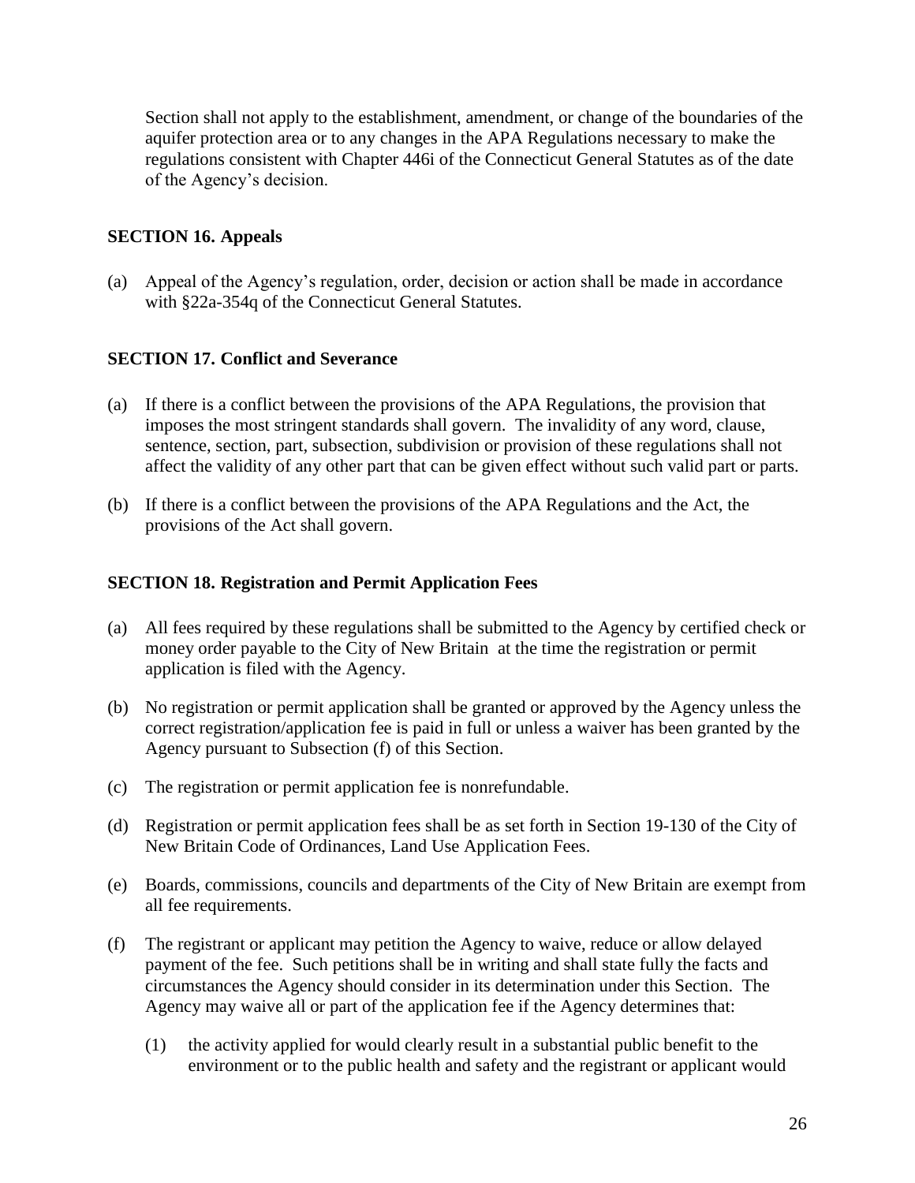Section shall not apply to the establishment, amendment, or change of the boundaries of the aquifer protection area or to any changes in the APA Regulations necessary to make the regulations consistent with Chapter 446i of the Connecticut General Statutes as of the date of the Agency's decision.

### SECTION 16. Appeals

(a) Appeal of the Agency's regulation, order, decision or action shall be made in accordance with §22a-354q of the Connecticut General Statutes.

### SECTION 17. Conflict and Severance

(a) If there is a conflict between the provisions of the APA Regulations, the provision that imposes the most stringent standards shall govern. The invalidity of any word, clause, sentence, section, part, subsection, subdivision or provision of these regulations shall not affect the validity of any other part that can be given effect without such valid part or parts.

(b) If there is a conflict between the provisions of the APA Regulations and the Act, the provisions of the Act shall govern.

### SECTION 18. Registration and Permit Application Fees

(a) All fees required by these regulations shall be submitted to the Agency by certified check or money order payable to the City of New Britain at the time the registration or permit application is filed with the Agency.

(b) No registration or permit application shall be granted or approved by the Agency unless the correct registration/application fee is paid in full or unless a waiver has been granted by the Agency pursuant to Subsection (f) of this Section.

(c) The registration or permit application fee is nonrefundable.

(d) Registration or permit application fees shall be as set forth in Section 19-130 of the City of New Britain Code of Ordinances, Land Use Application Fees.

(e) Boards, commissions, councils and departments of the City of New Britain are exempt from all fee requirements.

(f) The registrant or applicant may petition the Agency to waive, reduce or allow delayed payment of the fee. Such petitions shall be in writing and shall state fully the facts and circumstances the Agency should consider in its determination under this Section. The Agency may waive all or part of the application fee if the Agency determines that:

    (1) the activity applied for would clearly result in a substantial public benefit to the environment or to the public health and safety and the registrant or applicant would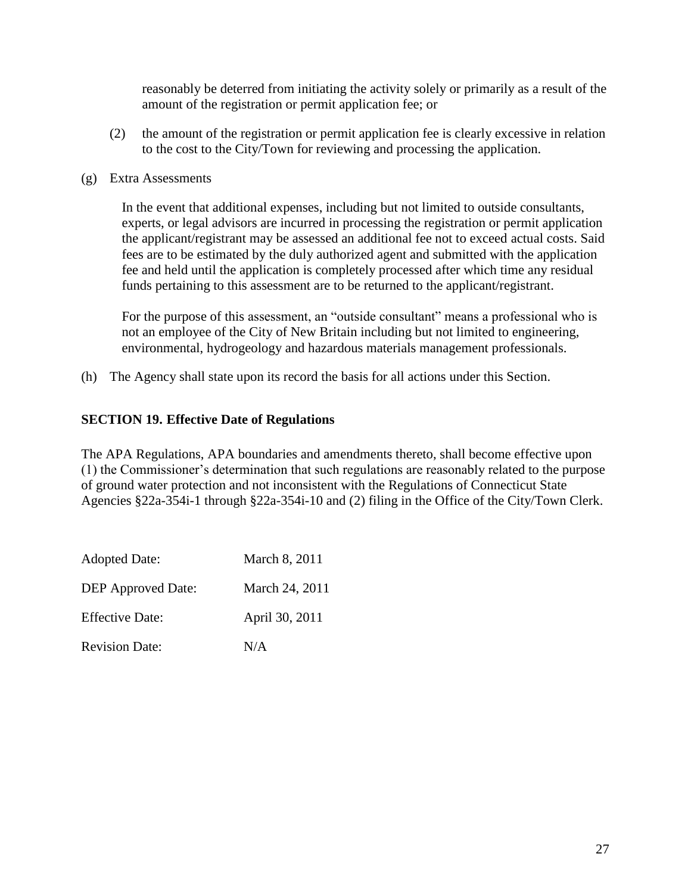reasonably be deterred from initiating the activity solely or primarily as a result of the amount of the registration or permit application fee; or

(2) the amount of the registration or permit application fee is clearly excessive in relation to the cost to the City/Town for reviewing and processing the application.

(g) Extra Assessments

In the event that additional expenses, including but not limited to outside consultants, experts, or legal advisors are incurred in processing the registration or permit application the applicant/registrant may be assessed an additional fee not to exceed actual costs. Said fees are to be estimated by the duly authorized agent and submitted with the application fee and held until the application is completely processed after which time any residual funds pertaining to this assessment are to be returned to the applicant/registrant.

For the purpose of this assessment, an "outside consultant" means a professional who is not an employee of the City of New Britain including but not limited to engineering, environmental, hydrogeology and hazardous materials management professionals.

(h) The Agency shall state upon its record the basis for all actions under this Section.

**SECTION 19. Effective Date of Regulations**

The APA Regulations, APA boundaries and amendments thereto, shall become effective upon (1) the Commissioner's determination that such regulations are reasonably related to the purpose of ground water protection and not inconsistent with the Regulations of Connecticut State Agencies §22a-354i-1 through §22a-354i-10 and (2) filing in the Office of the City/Town Clerk.

| | |
|---|---|
| Adopted Date: | March 8, 2011 |
| DEP Approved Date: | March 24, 2011 |
| Effective Date: | April 30, 2011 |
| Revision Date: | N/A |